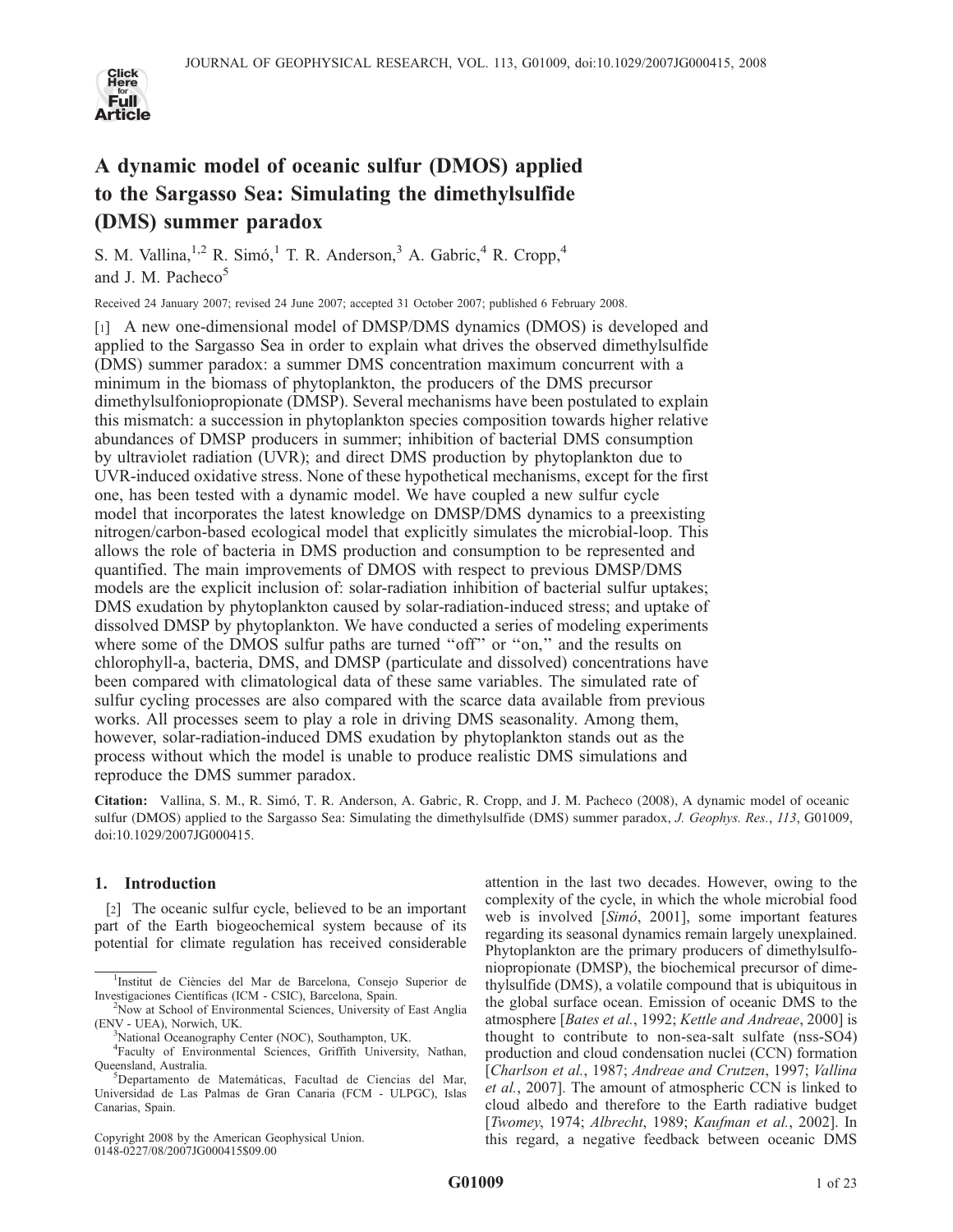# A dynamic model of oceanic sulfur (DMOS) applied to the Sargasso Sea: Simulating the dimethylsulfide (DMS) summer paradox

S. M. Vallina,[1,2] R. Simó,[1] T. R. Anderson,[3] A. Gabric,[4] R. Cropp,[4] and J. M. Pacheco[5]

Received 24 January 2007; revised 24 June 2007; accepted 31 October 2007; published 6 February 2008.

[1] A new one-dimensional model of DMSP/DMS dynamics (DMOS) is developed and applied to the Sargasso Sea in order to explain what drives the observed dimethylsulfide (DMS) summer paradox: a summer DMS concentration maximum concurrent with a minimum in the biomass of phytoplankton, the producers of the DMS precursor dimethylsulfoniopropionate (DMSP). Several mechanisms have been postulated to explain this mismatch: a succession in phytoplankton species composition towards higher relative abundances of DMSP producers in summer; inhibition of bacterial DMS consumption by ultraviolet radiation (UVR); and direct DMS production by phytoplankton due to UVR-induced oxidative stress. None of these hypothetical mechanisms, except for the first one, has been tested with a dynamic model. We have coupled a new sulfur cycle model that incorporates the latest knowledge on DMSP/DMS dynamics to a preexisting nitrogen/carbon-based ecological model that explicitly simulates the microbial-loop. This allows the role of bacteria in DMS production and consumption to be represented and quantified. The main improvements of DMOS with respect to previous DMSP/DMS models are the explicit inclusion of: solar-radiation inhibition of bacterial sulfur uptakes; DMS exudation by phytoplankton caused by solar-radiation-induced stress; and uptake of dissolved DMSP by phytoplankton. We have conducted a series of modeling experiments where some of the DMOS sulfur paths are turned "off" or "on," and the results on chlorophyll-a, bacteria, DMS, and DMSP (particulate and dissolved) concentrations have been compared with climatological data of these same variables. The simulated rate of sulfur cycling processes are also compared with the scarce data available from previous works. All processes seem to play a role in driving DMS seasonality. Among them, however, solar-radiation-induced DMS exudation by phytoplankton stands out as the process without which the model is unable to produce realistic DMS simulations and reproduce the DMS summer paradox.

**Citation:** Vallina, S. M., R. Simó, T. R. Anderson, A. Gabric, R. Cropp, and J. M. Pacheco (2008), A dynamic model of oceanic sulfur (DMOS) applied to the Sargasso Sea: Simulating the dimethylsulfide (DMS) summer paradox, *J. Geophys. Res.*, *113*, G01009, doi:10.1029/2007JG000415.

## 1. Introduction

[2] The oceanic sulfur cycle, believed to be an important part of the Earth biogeochemical system because of its potential for climate regulation has received considerable attention in the last two decades. However, owing to the complexity of the cycle, in which the whole microbial food web is involved [*Simó*, 2001], some important features regarding its seasonal dynamics remain largely unexplained. Phytoplankton are the primary producers of dimethylsulfoniopropionate (DMSP), the biochemical precursor of dimethylsulfide (DMS), a volatile compound that is ubiquitous in the global surface ocean. Emission of oceanic DMS to the atmosphere [*Bates et al.*, 1992; *Kettle and Andreae*, 2000] is thought to contribute to non-sea-salt sulfate (nss-SO4) production and cloud condensation nuclei (CCN) formation [*Charlson et al.*, 1987; *Andreae and Crutzen*, 1997; *Vallina et al.*, 2007]. The amount of atmospheric CCN is linked to cloud albedo and therefore to the Earth radiative budget [*Twomey*, 1974; *Albrecht*, 1989; *Kaufman et al.*, 2002]. In this regard, a negative feedback between oceanic DMS

---

[1]Institut de Ciències del Mar de Barcelona, Consejo Superior de Investigaciones Científicas (ICM - CSIC), Barcelona, Spain.

[2]Now at School of Environmental Sciences, University of East Anglia (ENV - UEA), Norwich, UK.

[3]National Oceanography Center (NOC), Southampton, UK.

[4]Faculty of Environmental Sciences, Griffith University, Nathan, Queensland, Australia.

[5]Departamento de Matemáticas, Facultad de Ciencias del Mar, Universidad de Las Palmas de Gran Canaria (FCM - ULPGC), Islas Canarias, Spain.

Copyright 2008 by the American Geophysical Union.
0148-0227/08/2007JG000415$09.00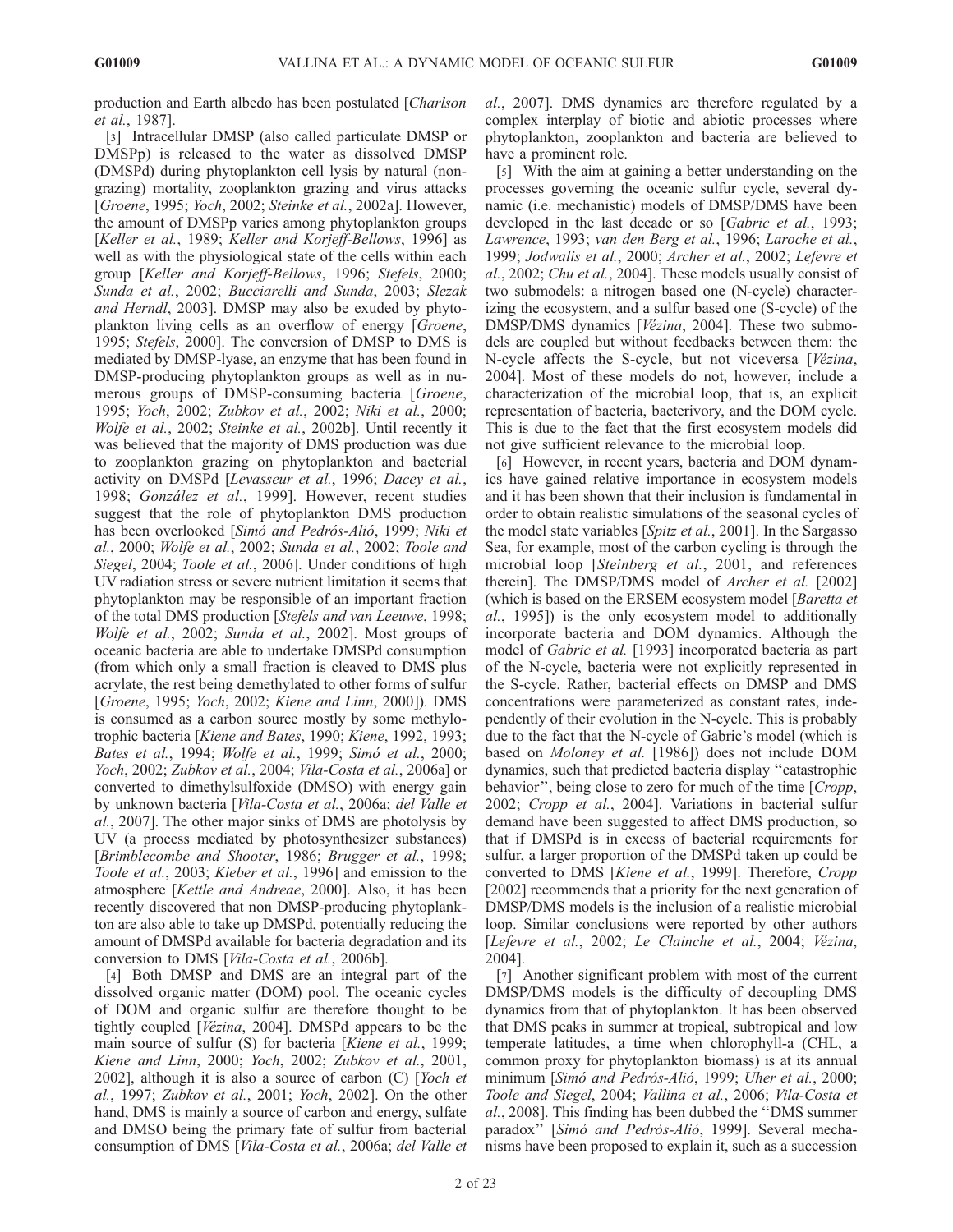production and Earth albedo has been postulated [*Charlson et al.*, 1987].

[3] Intracellular DMSP (also called particulate DMSP or DMSPp) is released to the water as dissolved DMSP (DMSPd) during phytoplankton cell lysis by natural (non-grazing) mortality, zooplankton grazing and virus attacks [*Groene*, 1995; *Yoch*, 2002; *Steinke et al.*, 2002a]. However, the amount of DMSPp varies among phytoplankton groups [*Keller et al.*, 1989; *Keller and Korjeff-Bellows*, 1996] as well as with the physiological state of the cells within each group [*Keller and Korjeff-Bellows*, 1996; *Stefels*, 2000; *Sunda et al.*, 2002; *Bucciarelli and Sunda*, 2003; *Slezak and Herndl*, 2003]. DMSP may also be exuded by phytoplankton living cells as an overflow of energy [*Groene*, 1995; *Stefels*, 2000]. The conversion of DMSP to DMS is mediated by DMSP-lyase, an enzyme that has been found in DMSP-producing phytoplankton groups as well as in numerous groups of DMSP-consuming bacteria [*Groene*, 1995; *Yoch*, 2002; *Zubkov et al.*, 2002; *Niki et al.*, 2000; *Wolfe et al.*, 2002; *Steinke et al.*, 2002b]. Until recently it was believed that the majority of DMS production was due to zooplankton grazing on phytoplankton and bacterial activity on DMSPd [*Levasseur et al.*, 1996; *Dacey et al.*, 1998; *González et al.*, 1999]. However, recent studies suggest that the role of phytoplankton DMS production has been overlooked [*Simó and Pedrós-Alió*, 1999; *Niki et al.*, 2000; *Wolfe et al.*, 2002; *Sunda et al.*, 2002; *Toole and Siegel*, 2004; *Toole et al.*, 2006]. Under conditions of high UV radiation stress or severe nutrient limitation it seems that phytoplankton may be responsible of an important fraction of the total DMS production [*Stefels and van Leeuwe*, 1998; *Wolfe et al.*, 2002; *Sunda et al.*, 2002]. Most groups of oceanic bacteria are able to undertake DMSPd consumption (from which only a small fraction is cleaved to DMS plus acrylate, the rest being demethylated to other forms of sulfur [*Groene*, 1995; *Yoch*, 2002; *Kiene and Linn*, 2000]). DMS is consumed as a carbon source mostly by some methylotrophic bacteria [*Kiene and Bates*, 1990; *Kiene*, 1992, 1993; *Bates et al.*, 1994; *Wolfe et al.*, 1999; *Simó et al.*, 2000; *Yoch*, 2002; *Zubkov et al.*, 2004; *Vila-Costa et al.*, 2006a] or converted to dimethylsulfoxide (DMSO) with energy gain by unknown bacteria [*Vila-Costa et al.*, 2006a; *del Valle et al.*, 2007]. The other major sinks of DMS are photolysis by UV (a process mediated by photosynthesizer substances) [*Brimblecombe and Shooter*, 1986; *Brugger et al.*, 1998; *Toole et al.*, 2003; *Kieber et al.*, 1996] and emission to the atmosphere [*Kettle and Andreae*, 2000]. Also, it has been recently discovered that non DMSP-producing phytoplankton are also able to take up DMSPd, potentially reducing the amount of DMSPd available for bacteria degradation and its conversion to DMS [*Vila-Costa et al.*, 2006b].

[4] Both DMSP and DMS are an integral part of the dissolved organic matter (DOM) pool. The oceanic cycles of DOM and organic sulfur are therefore thought to be tightly coupled [*Vézina*, 2004]. DMSPd appears to be the main source of sulfur (S) for bacteria [*Kiene et al.*, 1999; *Kiene and Linn*, 2000; *Yoch*, 2002; *Zubkov et al.*, 2001, 2002], although it is also a source of carbon (C) [*Yoch et al.*, 1997; *Zubkov et al.*, 2001; *Yoch*, 2002]. On the other hand, DMS is mainly a source of carbon and energy, sulfate and DMSO being the primary fate of sulfur from bacterial consumption of DMS [*Vila-Costa et al.*, 2006a; *del Valle et al.*, 2007]. DMS dynamics are therefore regulated by a complex interplay of biotic and abiotic processes where phytoplankton, zooplankton and bacteria are believed to have a prominent role.

[5] With the aim at gaining a better understanding on the processes governing the oceanic sulfur cycle, several dynamic (i.e. mechanistic) models of DMSP/DMS have been developed in the last decade or so [*Gabric et al.*, 1993; *Lawrence*, 1993; *van den Berg et al.*, 1996; *Laroche et al.*, 1999; *Jodwalis et al.*, 2000; *Archer et al.*, 2002; *Lefevre et al.*, 2002; *Chu et al.*, 2004]. These models usually consist of two submodels: a nitrogen based one (N-cycle) characterizing the ecosystem, and a sulfur based one (S-cycle) of the DMSP/DMS dynamics [*Vézina*, 2004]. These two submodels are coupled but without feedbacks between them: the N-cycle affects the S-cycle, but not viceversa [*Vézina*, 2004]. Most of these models do not, however, include a characterization of the microbial loop, that is, an explicit representation of bacteria, bacterivory, and the DOM cycle. This is due to the fact that the first ecosystem models did not give sufficient relevance to the microbial loop.

[6] However, in recent years, bacteria and DOM dynamics have gained relative importance in ecosystem models and it has been shown that their inclusion is fundamental in order to obtain realistic simulations of the seasonal cycles of the model state variables [*Spitz et al.*, 2001]. In the Sargasso Sea, for example, most of the carbon cycling is through the microbial loop [*Steinberg et al.*, 2001, and references therein]. The DMSP/DMS model of *Archer et al.* [2002] (which is based on the ERSEM ecosystem model [*Baretta et al.*, 1995]) is the only ecosystem model to additionally incorporate bacteria and DOM dynamics. Although the model of *Gabric et al.* [1993] incorporated bacteria as part of the N-cycle, bacteria were not explicitly represented in the S-cycle. Rather, bacterial effects on DMSP and DMS concentrations were parameterized as constant rates, independently of their evolution in the N-cycle. This is probably due to the fact that the N-cycle of Gabric's model (which is based on *Moloney et al.* [1986]) does not include DOM dynamics, such that predicted bacteria display ''catastrophic behavior'', being close to zero for much of the time [*Cropp*, 2002; *Cropp et al.*, 2004]. Variations in bacterial sulfur demand have been suggested to affect DMS production, so that if DMSPd is in excess of bacterial requirements for sulfur, a larger proportion of the DMSPd taken up could be converted to DMS [*Kiene et al.*, 1999]. Therefore, *Cropp* [2002] recommends that a priority for the next generation of DMSP/DMS models is the inclusion of a realistic microbial loop. Similar conclusions were reported by other authors [*Lefevre et al.*, 2002; *Le Clainche et al.*, 2004; *Vézina*, 2004].

[7] Another significant problem with most of the current DMSP/DMS models is the difficulty of decoupling DMS dynamics from that of phytoplankton. It has been observed that DMS peaks in summer at tropical, subtropical and low temperate latitudes, a time when chlorophyll-a (CHL, a common proxy for phytoplankton biomass) is at its annual minimum [*Simó and Pedrós-Alió*, 1999; *Uher et al.*, 2000; *Toole and Siegel*, 2004; *Vallina et al.*, 2006; *Vila-Costa et al.*, 2008]. This finding has been dubbed the ''DMS summer paradox'' [*Simó and Pedrós-Alió*, 1999]. Several mechanisms have been proposed to explain it, such as a succession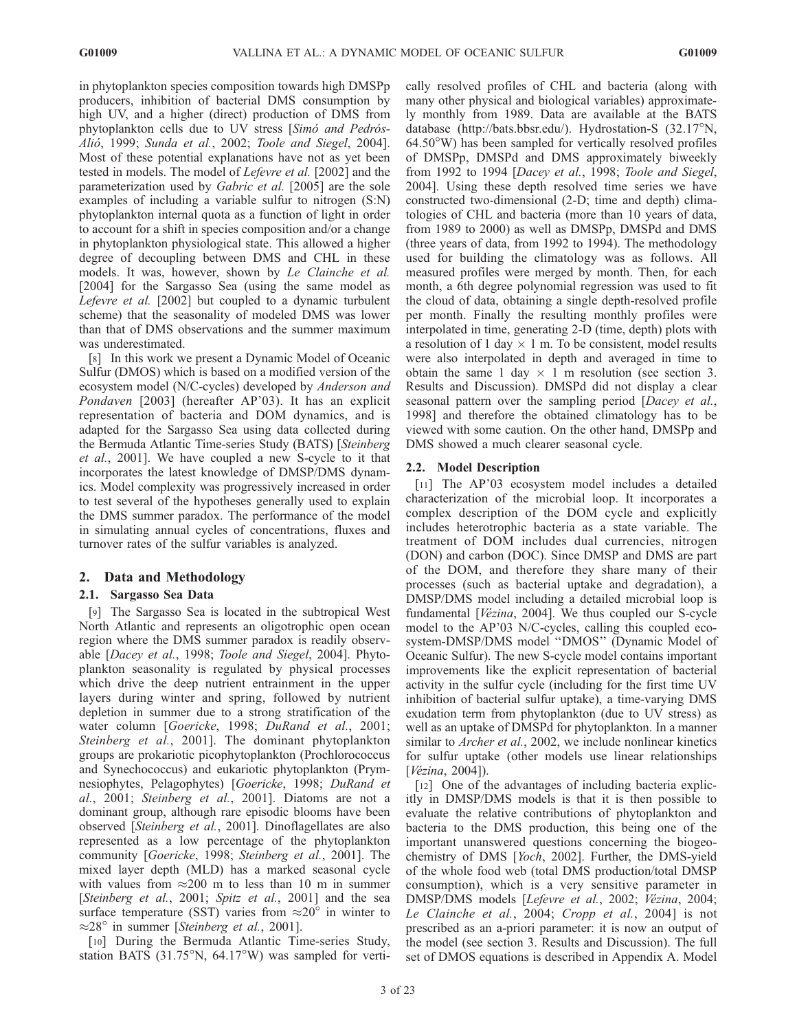in phytoplankton species composition towards high DMSPp producers, inhibition of bacterial DMS consumption by high UV, and a higher (direct) production of DMS from phytoplankton cells due to UV stress [*Simó and Pedrós-Alió*, 1999; *Sunda et al.*, 2002; *Toole and Siegel*, 2004]. Most of these potential explanations have not as yet been tested in models. The model of *Lefevre et al.* [2002] and the parameterization used by *Gabric et al.* [2005] are the sole examples of including a variable sulfur to nitrogen (S:N) phytoplankton internal quota as a function of light in order to account for a shift in species composition and/or a change in phytoplankton physiological state. This allowed a higher degree of decoupling between DMS and CHL in these models. It was, however, shown by *Le Clainche et al.* [2004] for the Sargasso Sea (using the same model as *Lefevre et al.* [2002] but coupled to a dynamic turbulent scheme) that the seasonality of modeled DMS was lower than that of DMS observations and the summer maximum was underestimated.

[8] In this work we present a Dynamic Model of Oceanic Sulfur (DMOS) which is based on a modified version of the ecosystem model (N/C-cycles) developed by *Anderson and Pondaven* [2003] (hereafter AP'03). It has an explicit representation of bacteria and DOM dynamics, and is adapted for the Sargasso Sea using data collected during the Bermuda Atlantic Time-series Study (BATS) [*Steinberg et al.*, 2001]. We have coupled a new S-cycle to it that incorporates the latest knowledge of DMSP/DMS dynamics. Model complexity was progressively increased in order to test several of the hypotheses generally used to explain the DMS summer paradox. The performance of the model in simulating annual cycles of concentrations, fluxes and turnover rates of the sulfur variables is analyzed.

## 2. Data and Methodology

### 2.1. Sargasso Sea Data

[9] The Sargasso Sea is located in the subtropical West North Atlantic and represents an oligotrophic open ocean region where the DMS summer paradox is readily observable [*Dacey et al.*, 1998; *Toole and Siegel*, 2004]. Phytoplankton seasonality is regulated by physical processes which drive the deep nutrient entrainment in the upper layers during winter and spring, followed by nutrient depletion in summer due to a strong stratification of the water column [*Goericke*, 1998; *DuRand et al.*, 2001; *Steinberg et al.*, 2001]. The dominant phytoplankton groups are prokariotic picophytoplankton (Prochlorococcus and Synechococcus) and eukariotic phytoplankton (Prymnesiophytes, Pelagophytes) [*Goericke*, 1998; *DuRand et al.*, 2001; *Steinberg et al.*, 2001]. Diatoms are not a dominant group, although rare episodic blooms have been observed [*Steinberg et al.*, 2001]. Dinoflagellates are also represented as a low percentage of the phytoplankton community [*Goericke*, 1998; *Steinberg et al.*, 2001]. The mixed layer depth (MLD) has a marked seasonal cycle with values from $\approx$200 m to less than 10 m in summer [*Steinberg et al.*, 2001; *Spitz et al.*, 2001] and the sea surface temperature (SST) varies from $\approx 20^{\circ}$ in winter to $\approx 28^{\circ}$ in summer [*Steinberg et al.*, 2001].

[10] During the Bermuda Atlantic Time-series Study, station BATS (31.75°N, 64.17°W) was sampled for vertically resolved profiles of CHL and bacteria (along with many other physical and biological variables) approximately monthly from 1989. Data are available at the BATS database (http://bats.bbsr.edu/). Hydrostation-S (32.17°N, 64.50°W) has been sampled for vertically resolved profiles of DMSPp, DMSPd and DMS approximately biweekly from 1992 to 1994 [*Dacey et al.*, 1998; *Toole and Siegel*, 2004]. Using these depth resolved time series we have constructed two-dimensional (2-D; time and depth) climatologies of CHL and bacteria (more than 10 years of data, from 1989 to 2000) as well as DMSPp, DMSPd and DMS (three years of data, from 1992 to 1994). The methodology used for building the climatology was as follows. All measured profiles were merged by month. Then, for each month, a 6th degree polynomial regression was used to fit the cloud of data, obtaining a single depth-resolved profile per month. Finally the resulting monthly profiles were interpolated in time, generating 2-D (time, depth) plots with a resolution of 1 day $\times$ 1 m. To be consistent, model results were also interpolated in depth and averaged in time to obtain the same 1 day $\times$ 1 m resolution (see section 3. Results and Discussion). DMSPd did not display a clear seasonal pattern over the sampling period [*Dacey et al.*, 1998] and therefore the obtained climatology has to be viewed with some caution. On the other hand, DMSPp and DMS showed a much clearer seasonal cycle.

### 2.2. Model Description

[11] The AP'03 ecosystem model includes a detailed characterization of the microbial loop. It incorporates a complex description of the DOM cycle and explicitly includes heterotrophic bacteria as a state variable. The treatment of DOM includes dual currencies, nitrogen (DON) and carbon (DOC). Since DMSP and DMS are part of the DOM, and therefore they share many of their processes (such as bacterial uptake and degradation), a DMSP/DMS model including a detailed microbial loop is fundamental [*Vézina*, 2004]. We thus coupled our S-cycle model to the AP'03 N/C-cycles, calling this coupled ecosystem-DMSP/DMS model "DMOS" (Dynamic Model of Oceanic Sulfur). The new S-cycle model contains important improvements like the explicit representation of bacterial activity in the sulfur cycle (including for the first time UV inhibition of bacterial sulfur uptake), a time-varying DMS exudation term from phytoplankton (due to UV stress) as well as an uptake of DMSPd for phytoplankton. In a manner similar to *Archer et al.*, 2002, we include nonlinear kinetics for sulfur uptake (other models use linear relationships [*Vézina*, 2004]).

[12] One of the advantages of including bacteria explicitly in DMSP/DMS models is that it is then possible to evaluate the relative contributions of phytoplankton and bacteria to the DMS production, this being one of the important unanswered questions concerning the biogeochemistry of DMS [*Yoch*, 2002]. Further, the DMS-yield of the whole food web (total DMS production/total DMSP consumption), which is a very sensitive parameter in DMSP/DMS models [*Lefevre et al.*, 2002; *Vézina*, 2004; *Le Clainche et al.*, 2004; *Cropp et al.*, 2004] is not prescribed as an a-priori parameter: it is now an output of the model (see section 3. Results and Discussion). The full set of DMOS equations is described in Appendix A. Model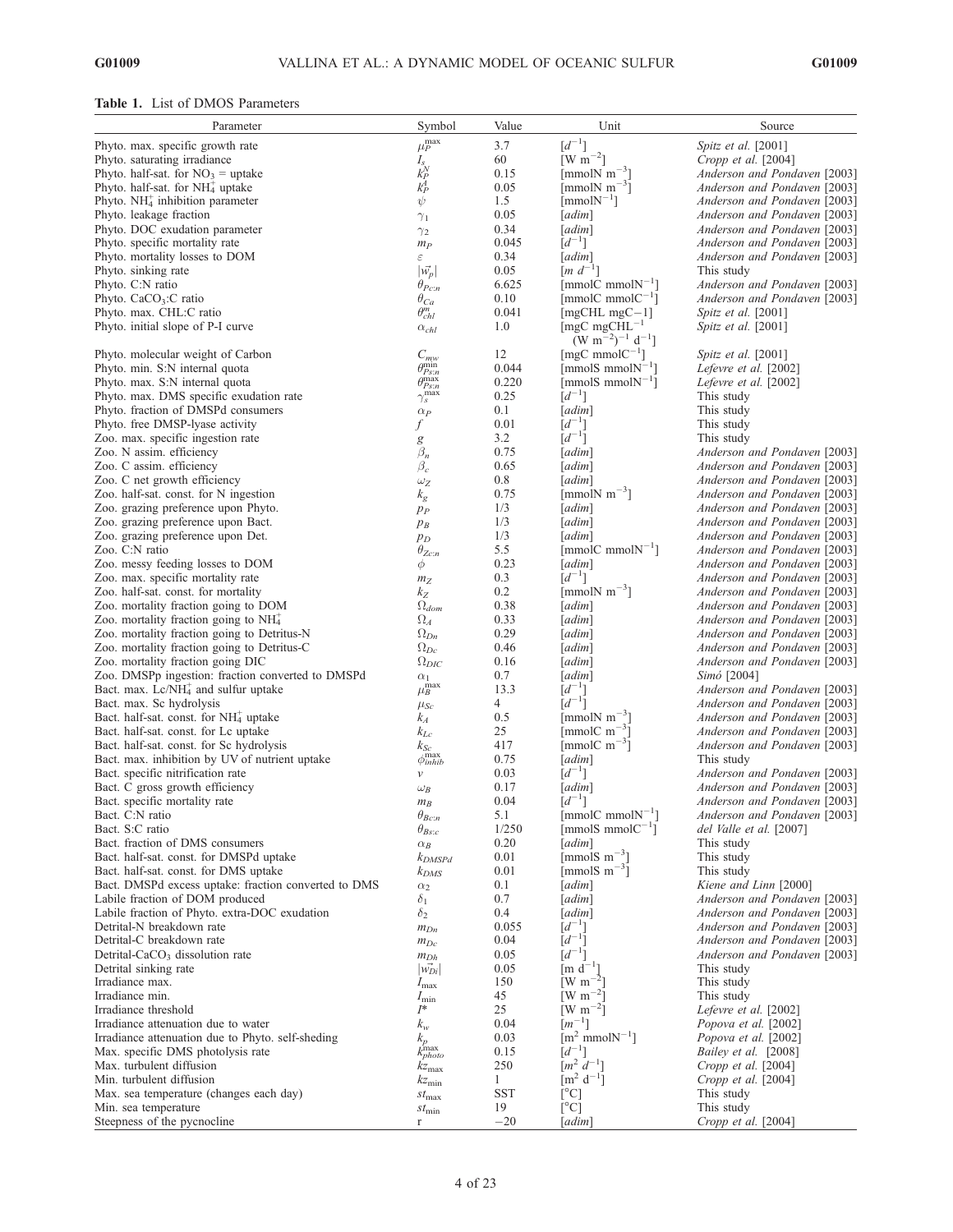**Table 1.** List of DMOS Parameters

| Parameter | Symbol | Value | Unit | Source |
|---|---|---|---|---|
| Phyto. max. specific growth rate | $\mu_P^{max}$ | 3.7 | $[d^{-1}]$ | *Spitz et al.* [2001] |
| Phyto. saturating irradiance | $I_s$ | 60 | $[\mathrm{W\ m^{-2}}]$ | *Cropp et al.* [2004] |
| Phyto. half-sat. for $NO_3$ = uptake | $k_P^N$ | 0.15 | $[\mathrm{mmolN\ m^{-3}}]$ | *Anderson and Pondaven* [2003] |
| Phyto. half-sat. for $NH_4^+$ uptake | $k_P^A$ | 0.05 | $[\mathrm{mmolN\ m^{-3}}]$ | *Anderson and Pondaven* [2003] |
| Phyto. $NH_4^+$ inhibition parameter | $\psi$ | 1.5 | $[\mathrm{mmolN^{-1}}]$ | *Anderson and Pondaven* [2003] |
| Phyto. leakage fraction | $\gamma_1$ | 0.05 | [*adim*] | *Anderson and Pondaven* [2003] |
| Phyto. DOC exudation parameter | $\gamma_2$ | 0.34 | [*adim*] | *Anderson and Pondaven* [2003] |
| Phyto. specific mortality rate | $m_P$ | 0.045 | $[d^{-1}]$ | *Anderson and Pondaven* [2003] |
| Phyto. mortality losses to DOM | $\varepsilon$ | 0.34 | [*adim*] | *Anderson and Pondaven* [2003] |
| Phyto. sinking rate | $\lvert\vec{w_p}\rvert$ | 0.05 | $[m\ d^{-1}]$ | This study |
| Phyto. C:N ratio | $\theta_{Pc:n}$ | 6.625 | $[\mathrm{mmolC\ mmolN^{-1}}]$ | *Anderson and Pondaven* [2003] |
| Phyto. $CaCO_3$:C ratio | $\theta_{Ca}$ | 0.10 | $[\mathrm{mmolC\ mmolC^{-1}}]$ | *Anderson and Pondaven* [2003] |
| Phyto. max. CHL:C ratio | $\theta_{chl}^m$ | 0.041 | [mgCHL mgC−1] | *Spitz et al.* [2001] |
| Phyto. initial slope of P-I curve | $\alpha_{chl}$ | 1.0 | $[\mathrm{mgC\ mgCHL^{-1}\ (W\ m^{-2})^{-1}\ d^{-1}}]$ | *Spitz et al.* [2001] |
| Phyto. molecular weight of Carbon | $C_{mw}$ | 12 | $[\mathrm{mgC\ mmolC^{-1}}]$ | *Spitz et al.* [2001] |
| Phyto. min. S:N internal quota | $\theta_{Ps:n}^{min}$ | 0.044 | $[\mathrm{mmolS\ mmolN^{-1}}]$ | *Lefevre et al.* [2002] |
| Phyto. max. S:N internal quota | $\theta_{Ps:n}^{max}$ | 0.220 | $[\mathrm{mmolS\ mmolN^{-1}}]$ | *Lefevre et al.* [2002] |
| Phyto. max. DMS specific exudation rate | $\gamma_s^{max}$ | 0.25 | $[d^{-1}]$ | This study |
| Phyto. fraction of DMSPd consumers | $\alpha_P$ | 0.1 | [*adim*] | This study |
| Phyto. free DMSP-lyase activity | $f$ | 0.01 | $[d^{-1}]$ | This study |
| Zoo. max. specific ingestion rate | $g$ | 3.2 | $[d^{-1}]$ | This study |
| Zoo. N assim. efficiency | $\beta_n$ | 0.75 | [*adim*] | *Anderson and Pondaven* [2003] |
| Zoo. C assim. efficiency | $\beta_c$ | 0.65 | [*adim*] | *Anderson and Pondaven* [2003] |
| Zoo. C net growth efficiency | $\omega_Z$ | 0.8 | [*adim*] | *Anderson and Pondaven* [2003] |
| Zoo. half-sat. const. for N ingestion | $k_g$ | 0.75 | $[\mathrm{mmolN\ m^{-3}}]$ | *Anderson and Pondaven* [2003] |
| Zoo. grazing preference upon Phyto. | $p_P$ | 1/3 | [*adim*] | *Anderson and Pondaven* [2003] |
| Zoo. grazing preference upon Bact. | $p_B$ | 1/3 | [*adim*] | *Anderson and Pondaven* [2003] |
| Zoo. grazing preference upon Det. | $p_D$ | 1/3 | [*adim*] | *Anderson and Pondaven* [2003] |
| Zoo. C:N ratio | $\theta_{Zc:n}$ | 5.5 | $[\mathrm{mmolC\ mmolN^{-1}}]$ | *Anderson and Pondaven* [2003] |
| Zoo. messy feeding losses to DOM | $\phi$ | 0.23 | [*adim*] | *Anderson and Pondaven* [2003] |
| Zoo. max. specific mortality rate | $m_Z$ | 0.3 | $[d^{-1}]$ | *Anderson and Pondaven* [2003] |
| Zoo. half-sat. const. for mortality | $k_Z$ | 0.2 | $[\mathrm{mmolN\ m^{-3}}]$ | *Anderson and Pondaven* [2003] |
| Zoo. mortality fraction going to DOM | $\Omega_{dom}$ | 0.38 | [*adim*] | *Anderson and Pondaven* [2003] |
| Zoo. mortality fraction going to $NH_4^+$ | $\Omega_A$ | 0.33 | [*adim*] | *Anderson and Pondaven* [2003] |
| Zoo. mortality fraction going to Detritus-N | $\Omega_{Dn}$ | 0.29 | [*adim*] | *Anderson and Pondaven* [2003] |
| Zoo. mortality fraction going to Detritus-C | $\Omega_{Dc}$ | 0.46 | [*adim*] | *Anderson and Pondaven* [2003] |
| Zoo. mortality fraction going DIC | $\Omega_{DIC}$ | 0.16 | [*adim*] | *Anderson and Pondaven* [2003] |
| Zoo. DMSPp ingestion: fraction converted to DMSPd | $\alpha_1$ | 0.7 | [*adim*] | *Simó* [2004] |
| Bact. max. Lc/$NH_4^+$ and sulfur uptake | $\mu_B^{max}$ | 13.3 | $[d^{-1}]$ | *Anderson and Pondaven* [2003] |
| Bact. max. Sc hydrolysis | $\mu_{Sc}$ | 4 | $[d^{-1}]$ | *Anderson and Pondaven* [2003] |
| Bact. half-sat. const. for $NH_4^+$ uptake | $k_A$ | 0.5 | $[\mathrm{mmolN\ m^{-3}}]$ | *Anderson and Pondaven* [2003] |
| Bact. half-sat. const. for Lc uptake | $k_{Lc}$ | 25 | $[\mathrm{mmolC\ m^{-3}}]$ | *Anderson and Pondaven* [2003] |
| Bact. half-sat. const. for Sc hydrolysis | $k_{Sc}$ | 417 | $[\mathrm{mmolC\ m^{-3}}]$ | *Anderson and Pondaven* [2003] |
| Bact. max. inhibition by UV of nutrient uptake | $\phi_{inhib}^{max}$ | 0.75 | [*adim*] | This study |
| Bact. specific nitrification rate | $\nu$ | 0.03 | $[d^{-1}]$ | *Anderson and Pondaven* [2003] |
| Bact. C gross growth efficiency | $\omega_B$ | 0.17 | [*adim*] | *Anderson and Pondaven* [2003] |
| Bact. specific mortality rate | $m_B$ | 0.04 | $[d^{-1}]$ | *Anderson and Pondaven* [2003] |
| Bact. C:N ratio | $\theta_{Bc:n}$ | 5.1 | $[\mathrm{mmolC\ mmolN^{-1}}]$ | *Anderson and Pondaven* [2003] |
| Bact. S:C ratio | $\theta_{Bs:c}$ | 1/250 | $[\mathrm{mmolS\ mmolC^{-1}}]$ | *del Valle et al.* [2007] |
| Bact. fraction of DMS consumers | $\alpha_B$ | 0.20 | [*adim*] | This study |
| Bact. half-sat. const. for DMSPd uptake | $k_{DMSPd}$ | 0.01 | $[\mathrm{mmolS\ m^{-3}}]$ | This study |
| Bact. half-sat. const. for DMS uptake | $k_{DMS}$ | 0.01 | $[\mathrm{mmolS\ m^{-3}}]$ | This study |
| Bact. DMSPd excess uptake: fraction converted to DMS | $\alpha_2$ | 0.1 | [*adim*] | *Kiene and Linn* [2000] |
| Labile fraction of DOM produced | $\delta_1$ | 0.7 | [*adim*] | *Anderson and Pondaven* [2003] |
| Labile fraction of Phyto. extra-DOC exudation | $\delta_2$ | 0.4 | [*adim*] | *Anderson and Pondaven* [2003] |
| Detrital-N breakdown rate | $m_{Dn}$ | 0.055 | $[d^{-1}]$ | *Anderson and Pondaven* [2003] |
| Detrital-C breakdown rate | $m_{Dc}$ | 0.04 | $[d^{-1}]$ | *Anderson and Pondaven* [2003] |
| Detrital-$CaCO_3$ dissolution rate | $m_{Dh}$ | 0.05 | $[d^{-1}]$ | *Anderson and Pondaven* [2003] |
| Detrital sinking rate | $\lvert\vec{w_{Di}}\rvert$ | 0.05 | $[\mathrm{m\ d^{-1}}]$ | This study |
| Irradiance max. | $I_{max}$ | 150 | $[\mathrm{W\ m^{-2}}]$ | This study |
| Irradiance min. | $I_{min}$ | 45 | $[\mathrm{W\ m^{-2}}]$ | This study |
| Irradiance threshold | $I^*$ | 25 | $[\mathrm{W\ m^{-2}}]$ | *Lefevre et al.* [2002] |
| Irradiance attenuation due to water | $k_w$ | 0.04 | $[m^{-1}]$ | *Popova et al.* [2002] |
| Irradiance attenuation due to Phyto. self-sheding | $k_p$ | 0.03 | $[\mathrm{m^2\ mmolN^{-1}}]$ | *Popova et al.* [2002] |
| Max. specific DMS photolysis rate | $k_{photo}^{max}$ | 0.15 | $[d^{-1}]$ | *Bailey et al.* [2008] |
| Max. turbulent diffusion | $kz_{max}$ | 250 | $[m^2\ d^{-1}]$ | *Cropp et al.* [2004] |
| Min. turbulent diffusion | $kz_{min}$ | 1 | $[\mathrm{m^2\ d^{-1}}]$ | *Cropp et al.* [2004] |
| Max. sea temperature (changes each day) | $st_{max}$ | SST | [°C] | This study |
| Min. sea temperature | $st_{min}$ | 19 | [°C] | This study |
| Steepness of the pycnocline | r | −20 | [*adim*] | *Cropp et al.* [2004] |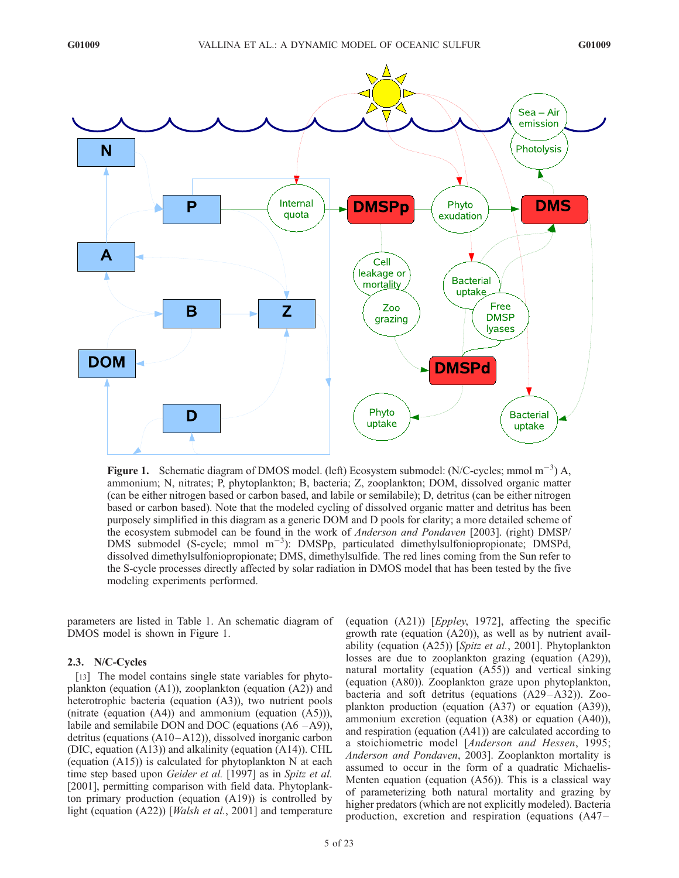**Figure 1.** Schematic diagram of DMOS model. (left) Ecosystem submodel: (N/C-cycles; mmol $m^{-3}$) A, ammonium; N, nitrates; P, phytoplankton; B, bacteria; Z, zooplankton; DOM, dissolved organic matter (can be either nitrogen based or carbon based, and labile or semilabile); D, detritus (can be either nitrogen based or carbon based). Note that the modeled cycling of dissolved organic matter and detritus has been purposely simplified in this diagram as a generic DOM and D pools for clarity; a more detailed scheme of the ecosystem submodel can be found in the work of *Anderson and Pondaven* [2003]. (right) DMSP/DMS submodel (S-cycle; mmol $m^{-3}$): DMSPp, particulated dimethylsulfoniopropionate; DMSPd, dissolved dimethylsulfoniopropionate; DMS, dimethylsulfide. The red lines coming from the Sun refer to the S-cycle processes directly affected by solar radiation in DMOS model that has been tested by the five modeling experiments performed.

parameters are listed in Table 1. An schematic diagram of DMOS model is shown in Figure 1.

### 2.3. N/C-Cycles

[13] The model contains single state variables for phytoplankton (equation (A1)), zooplankton (equation (A2)) and heterotrophic bacteria (equation (A3)), two nutrient pools (nitrate (equation (A4)) and ammonium (equation (A5))), labile and semilabile DON and DOC (equations (A6 –A9)), detritus (equations (A10–A12)), dissolved inorganic carbon (DIC, equation (A13)) and alkalinity (equation (A14)). CHL (equation (A15)) is calculated for phytoplankton N at each time step based upon *Geider et al.* [1997] as in *Spitz et al.* [2001], permitting comparison with field data. Phytoplankton primary production (equation (A19)) is controlled by light (equation (A22)) [*Walsh et al.*, 2001] and temperature (equation (A21)) [*Eppley*, 1972], affecting the specific growth rate (equation (A20)), as well as by nutrient availability (equation (A25)) [*Spitz et al.*, 2001]. Phytoplankton losses are due to zooplankton grazing (equation (A29)), natural mortality (equation (A55)) and vertical sinking (equation (A80)). Zooplankton graze upon phytoplankton, bacteria and soft detritus (equations (A29–A32)). Zooplankton production (equation (A37) or equation (A39)), ammonium excretion (equation (A38) or equation (A40)), and respiration (equation (A41)) are calculated according to a stoichiometric model [*Anderson and Hessen*, 1995; *Anderson and Pondaven*, 2003]. Zooplankton mortality is assumed to occur in the form of a quadratic Michaelis-Menten equation (equation (A56)). This is a classical way of parameterizing both natural mortality and grazing by higher predators (which are not explicitly modeled). Bacteria production, excretion and respiration (equations (A47–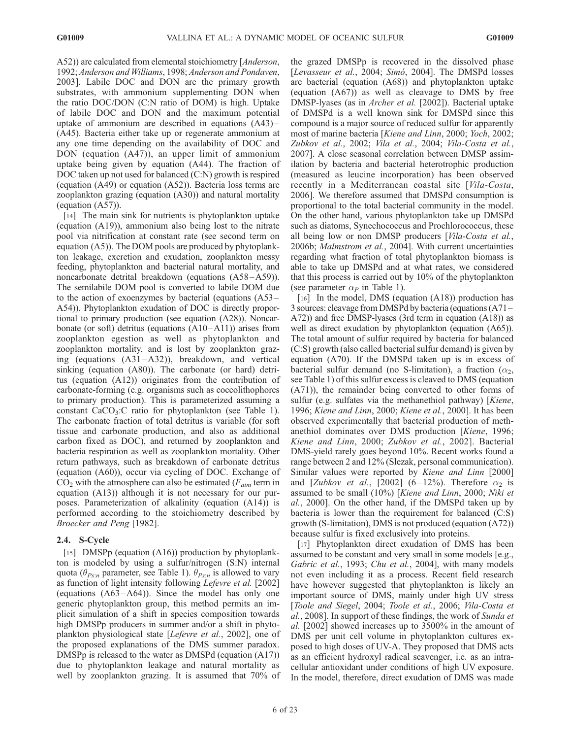A52)) are calculated from elemental stoichiometry [*Anderson*, 1992; *Anderson and Williams*, 1998; *Anderson and Pondaven*, 2003]. Labile DOC and DON are the primary growth substrates, with ammonium supplementing DON when the ratio DOC/DON (C:N ratio of DOM) is high. Uptake of labile DOC and DON and the maximum potential uptake of ammonium are described in equations (A43)–(A45). Bacteria either take up or regenerate ammonium at any one time depending on the availability of DOC and DON (equation (A47)), an upper limit of ammonium uptake being given by equation (A44). The fraction of DOC taken up not used for balanced (C:N) growth is respired (equation (A49) or equation (A52)). Bacteria loss terms are zooplankton grazing (equation (A30)) and natural mortality (equation (A57)).

[14] The main sink for nutrients is phytoplankton uptake (equation (A19)), ammonium also being lost to the nitrate pool via nitrification at constant rate (see second term on equation (A5)). The DOM pools are produced by phytoplankton leakage, excretion and exudation, zooplankton messy feeding, phytoplankton and bacterial natural mortality, and noncarbonate detrital breakdown (equations (A58–A59)). The semilabile DOM pool is converted to labile DOM due to the action of exoenzymes by bacterial (equations (A53–A54)). Phytoplankton exudation of DOC is directly proportional to primary production (see equation (A28)). Noncarbonate (or soft) detritus (equations (A10–A11)) arises from zooplankton egestion as well as phytoplankton and zooplankton mortality, and is lost by zooplankton grazing (equations (A31–A32)), breakdown, and vertical sinking (equation (A80)). The carbonate (or hard) detritus (equation (A12)) originates from the contribution of carbonate-forming (e.g. organisms such as coccolithophores to primary production). This is parameterized assuming a constant $CaCO_3$:C ratio for phytoplankton (see Table 1). The carbonate fraction of total detritus is variable (for soft tissue and carbonate production, and also as additional carbon fixed as DOC), and returned by zooplankton and bacteria respiration as well as zooplankton mortality. Other return pathways, such as breakdown of carbonate detritus (equation (A60)), occur via cycling of DOC. Exchange of $CO_2$ with the atmosphere can also be estimated ($F_{atm}$ term in equation (A13)) although it is not necessary for our purposes. Parameterization of alkalinity (equation (A14)) is performed according to the stoichiometry described by *Broecker and Peng* [1982].

## 2.4. S-Cycle

[15] DMSPp (equation (A16)) production by phytoplankton is modeled by using a sulfur/nitrogen (S:N) internal quota ($\theta_{Ps:n}$ parameter, see Table 1). $\theta_{Ps:n}$ is allowed to vary as function of light intensity following *Lefevre et al.* [2002] (equations (A63–A64)). Since the model has only one generic phytoplankton group, this method permits an implicit simulation of a shift in species composition towards high DMSPp producers in summer and/or a shift in phytoplankton physiological state [*Lefevre et al.*, 2002], one of the proposed explanations of the DMS summer paradox. DMSPp is released to the water as DMSPd (equation (A17)) due to phytoplankton leakage and natural mortality as well by zooplankton grazing. It is assumed that 70% of the grazed DMSPp is recovered in the dissolved phase [*Levasseur et al.*, 2004; *Simó*, 2004]. The DMSPd losses are bacterial (equation (A68)) and phytoplankton uptake (equation (A67)) as well as cleavage to DMS by free DMSP-lyases (as in *Archer et al.* [2002]). Bacterial uptake of DMSPd is a well known sink for DMSPd since this compound is a major source of reduced sulfur for apparently most of marine bacteria [*Kiene and Linn*, 2000; *Yoch*, 2002; *Zubkov et al.*, 2002; *Vila et al.*, 2004; *Vila-Costa et al.*, 2007]. A close seasonal correlation between DMSP assimilation by bacteria and bacterial heterotrophic production (measured as leucine incorporation) has been observed recently in a Mediterranean coastal site [*Vila-Costa*, 2006]. We therefore assumed that DMSPd consumption is proportional to the total bacterial community in the model. On the other hand, various phytoplankton take up DMSPd such as diatoms, Synechococcus and Prochlorococcus, these all being low or non DMSP producers [*Vila-Costa et al.*, 2006b; *Malmstrom et al.*, 2004]. With current uncertainties regarding what fraction of total phytoplankton biomass is able to take up DMSPd and at what rates, we considered that this process is carried out by 10% of the phytoplankton (see parameter $\alpha_P$ in Table 1).

[16] In the model, DMS (equation (A18)) production has 3 sources: cleavage from DMSPd by bacteria (equations (A71–A72)) and free DMSP-lyases (3rd term in equation (A18)) as well as direct exudation by phytoplankton (equation (A65)). The total amount of sulfur required by bacteria for balanced (C:S) growth (also called bacterial sulfur demand) is given by equation (A70). If the DMSPd taken up is in excess of bacterial sulfur demand (no S-limitation), a fraction ($\alpha_2$, see Table 1) of this sulfur excess is cleaved to DMS (equation (A71)), the remainder being converted to other forms of sulfur (e.g. sulfates via the methanethiol pathway) [*Kiene*, 1996; *Kiene and Linn*, 2000; *Kiene et al.*, 2000]. It has been observed experimentally that bacterial production of methanethiol dominates over DMS production [*Kiene*, 1996; *Kiene and Linn*, 2000; *Zubkov et al.*, 2002]. Bacterial DMS-yield rarely goes beyond 10%. Recent works found a range between 2 and 12% (Slezak, personal communication). Similar values were reported by *Kiene and Linn* [2000] and [*Zubkov et al.*, 2002] (6–12%). Therefore $\alpha_2$ is assumed to be small (10%) [*Kiene and Linn*, 2000; *Niki et al.*, 2000]. On the other hand, if the DMSPd taken up by bacteria is lower than the requirement for balanced (C:S) growth (S-limitation), DMS is not produced (equation (A72)) because sulfur is fixed exclusively into proteins.

[17] Phytoplankton direct exudation of DMS has been assumed to be constant and very small in some models [e.g., *Gabric et al.*, 1993; *Chu et al.*, 2004], with many models not even including it as a process. Recent field research have however suggested that phytoplankton is likely an important source of DMS, mainly under high UV stress [*Toole and Siegel*, 2004; *Toole et al.*, 2006; *Vila-Costa et al.*, 2008]. In support of these findings, the work of *Sunda et al.* [2002] showed increases up to 3500% in the amount of DMS per unit cell volume in phytoplankton cultures exposed to high doses of UV-A. They proposed that DMS acts as an efficient hydroxyl radical scavenger, i.e. as an intracellular antioxidant under conditions of high UV exposure. In the model, therefore, direct exudation of DMS was made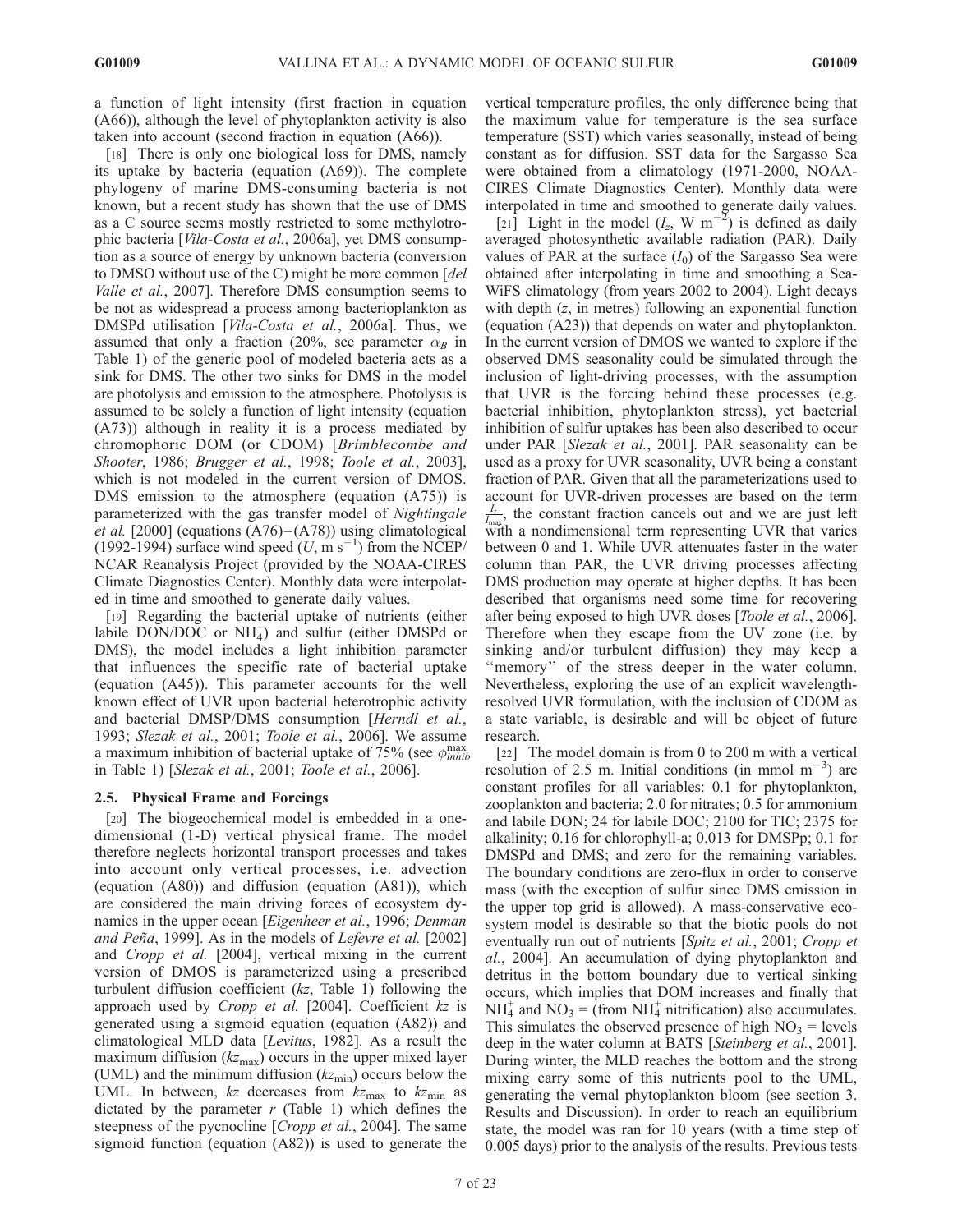a function of light intensity (first fraction in equation (A66)), although the level of phytoplankton activity is also taken into account (second fraction in equation (A66)).

[18] There is only one biological loss for DMS, namely its uptake by bacteria (equation (A69)). The complete phylogeny of marine DMS-consuming bacteria is not known, but a recent study has shown that the use of DMS as a C source seems mostly restricted to some methylotrophic bacteria [*Vila-Costa et al.*, 2006a], yet DMS consumption as a source of energy by unknown bacteria (conversion to DMSO without use of the C) might be more common [*del Valle et al.*, 2007]. Therefore DMS consumption seems to be not as widespread a process among bacterioplankton as DMSPd utilisation [*Vila-Costa et al.*, 2006a]. Thus, we assumed that only a fraction (20%, see parameter $\alpha_B$ in Table 1) of the generic pool of modeled bacteria acts as a sink for DMS. The other two sinks for DMS in the model are photolysis and emission to the atmosphere. Photolysis is assumed to be solely a function of light intensity (equation (A73)) although in reality it is a process mediated by chromophoric DOM (or CDOM) [*Brimblecombe and Shooter*, 1986; *Brugger et al.*, 1998; *Toole et al.*, 2003], which is not modeled in the current version of DMOS. DMS emission to the atmosphere (equation (A75)) is parameterized with the gas transfer model of *Nightingale et al.* [2000] (equations (A76)–(A78)) using climatological (1992-1994) surface wind speed ($U$, m s$^{-1}$) from the NCEP/NCAR Reanalysis Project (provided by the NOAA-CIRES Climate Diagnostics Center). Monthly data were interpolated in time and smoothed to generate daily values.

[19] Regarding the bacterial uptake of nutrients (either labile DON/DOC or $NH_4^+$) and sulfur (either DMSPd or DMS), the model includes a light inhibition parameter that influences the specific rate of bacterial uptake (equation (A45)). This parameter accounts for the well known effect of UVR upon bacterial heterotrophic activity and bacterial DMSP/DMS consumption [*Herndl et al.*, 1993; *Slezak et al.*, 2001; *Toole et al.*, 2006]. We assume a maximum inhibition of bacterial uptake of 75% (see $\phi_{inhib}^{max}$ in Table 1) [*Slezak et al.*, 2001; *Toole et al.*, 2006].

### 2.5. Physical Frame and Forcings

[20] The biogeochemical model is embedded in a one-dimensional (1-D) vertical physical frame. The model therefore neglects horizontal transport processes and takes into account only vertical processes, i.e. advection (equation (A80)) and diffusion (equation (A81)), which are considered the main driving forces of ecosystem dynamics in the upper ocean [*Eigenheer et al.*, 1996; *Denman and Peña*, 1999]. As in the models of *Lefevre et al.* [2002] and *Cropp et al.* [2004], vertical mixing in the current version of DMOS is parameterized using a prescribed turbulent diffusion coefficient ($kz$, Table 1) following the approach used by *Cropp et al.* [2004]. Coefficient $kz$ is generated using a sigmoid equation (equation (A82)) and climatological MLD data [*Levitus*, 1982]. As a result the maximum diffusion ($kz_{max}$) occurs in the upper mixed layer (UML) and the minimum diffusion ($kz_{min}$) occurs below the UML. In between, $kz$ decreases from $kz_{max}$ to $kz_{min}$ as dictated by the parameter $r$ (Table 1) which defines the steepness of the pycnocline [*Cropp et al.*, 2004]. The same sigmoid function (equation (A82)) is used to generate the vertical temperature profiles, the only difference being that the maximum value for temperature is the sea surface temperature (SST) which varies seasonally, instead of being constant as for diffusion. SST data for the Sargasso Sea were obtained from a climatology (1971-2000, NOAA-CIRES Climate Diagnostics Center). Monthly data were interpolated in time and smoothed to generate daily values.

[21] Light in the model ($I_z$, W m$^{-2}$) is defined as daily averaged photosynthetic available radiation (PAR). Daily values of PAR at the surface ($I_0$) of the Sargasso Sea were obtained after interpolating in time and smoothing a SeaWiFS climatology (from years 2002 to 2004). Light decays with depth ($z$, in metres) following an exponential function (equation (A23)) that depends on water and phytoplankton. In the current version of DMOS we wanted to explore if the observed DMS seasonality could be simulated through the inclusion of light-driving processes, with the assumption that UVR is the forcing behind these processes (e.g. bacterial inhibition, phytoplankton stress), yet bacterial inhibition of sulfur uptakes has been also described to occur under PAR [*Slezak et al.*, 2001]. PAR seasonality can be used as a proxy for UVR seasonality, UVR being a constant fraction of PAR. Given that all the parameterizations used to account for UVR-driven processes are based on the term $\frac{I_z}{I_{max}}$, the constant fraction cancels out and we are just left with a nondimensional term representing UVR that varies between 0 and 1. While UVR attenuates faster in the water column than PAR, the UVR driving processes affecting DMS production may operate at higher depths. It has been described that organisms need some time for recovering after being exposed to high UVR doses [*Toole et al.*, 2006]. Therefore when they escape from the UV zone (i.e. by sinking and/or turbulent diffusion) they may keep a "memory" of the stress deeper in the water column. Nevertheless, exploring the use of an explicit wavelength-resolved UVR formulation, with the inclusion of CDOM as a state variable, is desirable and will be object of future research.

[22] The model domain is from 0 to 200 m with a vertical resolution of 2.5 m. Initial conditions (in mmol m$^{-3}$) are constant profiles for all variables: 0.1 for phytoplankton, zooplankton and bacteria; 2.0 for nitrates; 0.5 for ammonium and labile DON; 24 for labile DOC; 2100 for TIC; 2375 for alkalinity; 0.16 for chlorophyll-a; 0.013 for DMSPp; 0.1 for DMSPd and DMS; and zero for the remaining variables. The boundary conditions are zero-flux in order to conserve mass (with the exception of sulfur since DMS emission in the upper top grid is allowed). A mass-conservative ecosystem model is desirable so that the biotic pools do not eventually run out of nutrients [*Spitz et al.*, 2001; *Cropp et al.*, 2004]. An accumulation of dying phytoplankton and detritus in the bottom boundary due to vertical sinking occurs, which implies that DOM increases and finally that $NH_4^+$ and $NO_3$ = (from $NH_4^+$ nitrification) also accumulates. This simulates the observed presence of high $NO_3$ = levels deep in the water column at BATS [*Steinberg et al.*, 2001]. During winter, the MLD reaches the bottom and the strong mixing carry some of this nutrients pool to the UML, generating the vernal phytoplankton bloom (see section 3. Results and Discussion). In order to reach an equilibrium state, the model was ran for 10 years (with a time step of 0.005 days) prior to the analysis of the results. Previous tests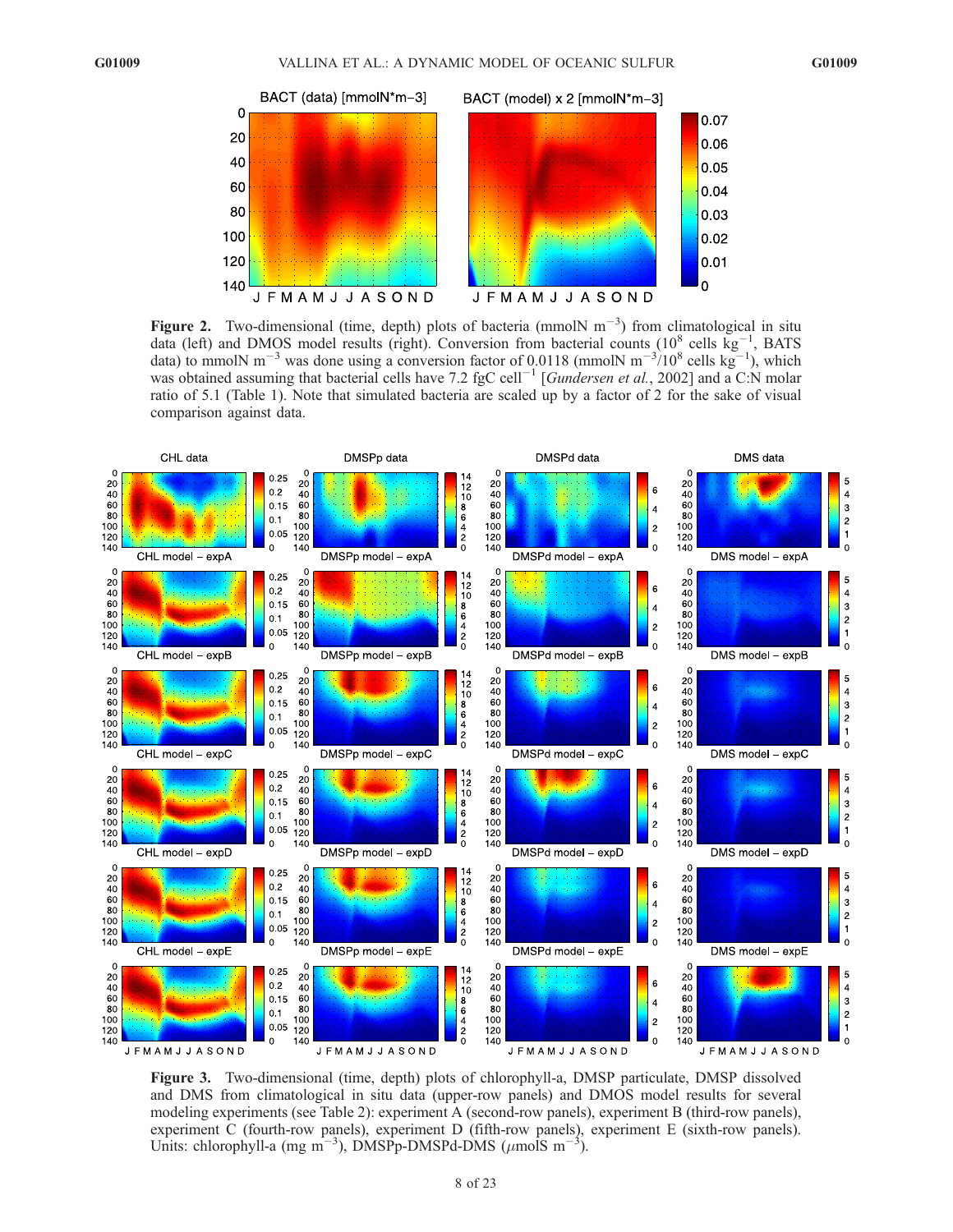**Figure 2.** Two-dimensional (time, depth) plots of bacteria (mmolN $m^{-3}$) from climatological in situ data (left) and DMOS model results (right). Conversion from bacterial counts ($10^8$ cells $kg^{-1}$, BATS data) to mmolN $m^{-3}$ was done using a conversion factor of 0.0118 (mmolN $m^{-3}/10^8$ cells $kg^{-1}$), which was obtained assuming that bacterial cells have 7.2 fgC $cell^{-1}$ [*Gundersen et al.*, 2002] and a C:N molar ratio of 5.1 (Table 1). Note that simulated bacteria are scaled up by a factor of 2 for the sake of visual comparison against data.

**Figure 3.** Two-dimensional (time, depth) plots of chlorophyll-a, DMSP particulate, DMSP dissolved and DMS from climatological in situ data (upper-row panels) and DMOS model results for several modeling experiments (see Table 2): experiment A (second-row panels), experiment B (third-row panels), experiment C (fourth-row panels), experiment D (fifth-row panels), experiment E (sixth-row panels). Units: chlorophyll-a (mg $m^{-3}$), DMSPp-DMSPd-DMS ($\mu$molS $m^{-3}$).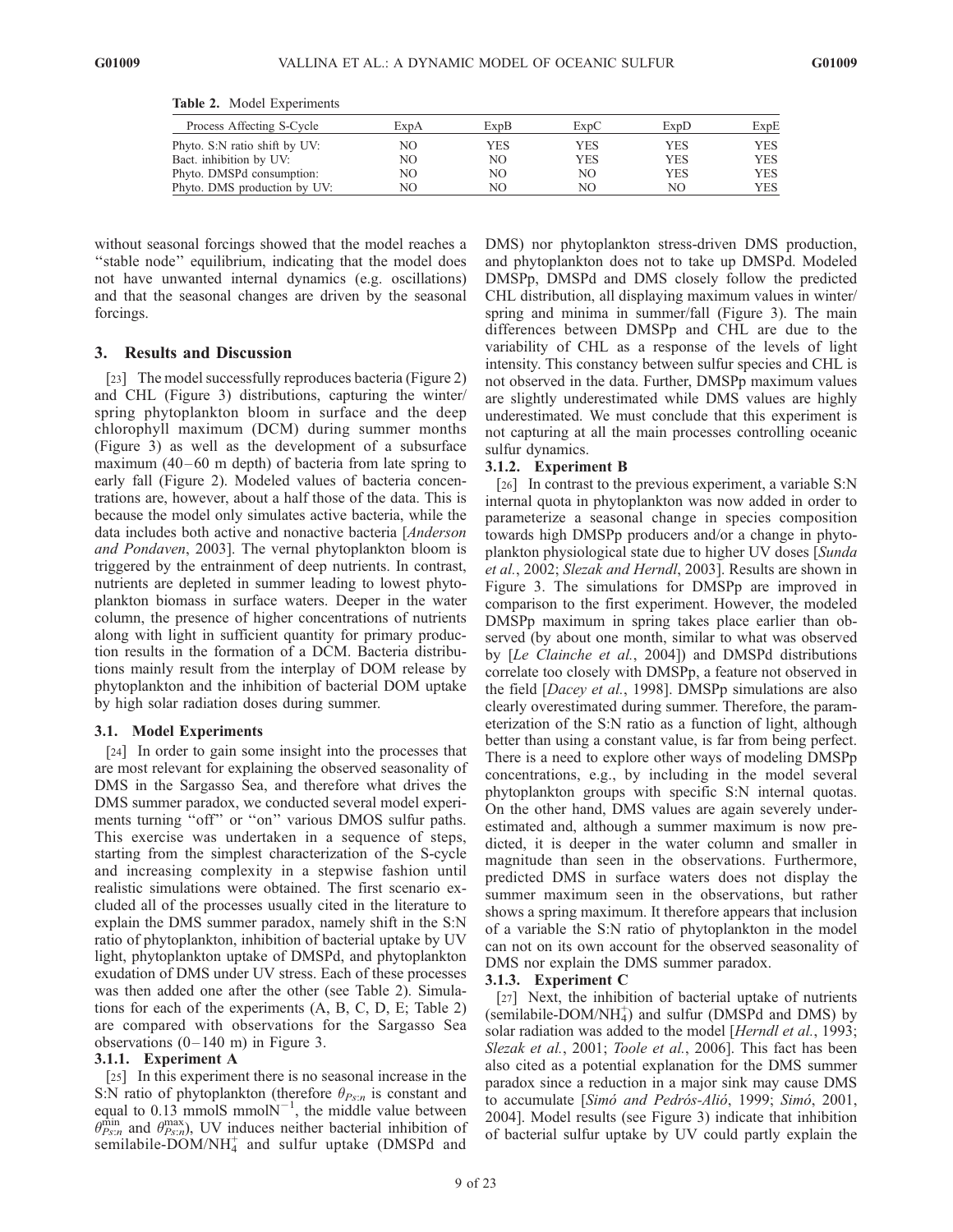**Table 2.** Model Experiments

| Process Affecting S-Cycle | ExpA | ExpB | ExpC | ExpD | ExpE |
|---|---|---|---|---|---|
| Phyto. S:N ratio shift by UV: | NO | YES | YES | YES | YES |
| Bact. inhibition by UV: | NO | NO | YES | YES | YES |
| Phyto. DMSPd consumption: | NO | NO | NO | YES | YES |
| Phyto. DMS production by UV: | NO | NO | NO | NO | YES |

without seasonal forcings showed that the model reaches a "stable node" equilibrium, indicating that the model does not have unwanted internal dynamics (e.g. oscillations) and that the seasonal changes are driven by the seasonal forcings.

## 3. Results and Discussion

[23] The model successfully reproduces bacteria (Figure 2) and CHL (Figure 3) distributions, capturing the winter/spring phytoplankton bloom in surface and the deep chlorophyll maximum (DCM) during summer months (Figure 3) as well as the development of a subsurface maximum (40–60 m depth) of bacteria from late spring to early fall (Figure 2). Modeled values of bacteria concentrations are, however, about a half those of the data. This is because the model only simulates active bacteria, while the data includes both active and nonactive bacteria [*Anderson and Pondaven*, 2003]. The vernal phytoplankton bloom is triggered by the entrainment of deep nutrients. In contrast, nutrients are depleted in summer leading to lowest phytoplankton biomass in surface waters. Deeper in the water column, the presence of higher concentrations of nutrients along with light in sufficient quantity for primary production results in the formation of a DCM. Bacteria distributions mainly result from the interplay of DOM release by phytoplankton and the inhibition of bacterial DOM uptake by high solar radiation doses during summer.

### 3.1. Model Experiments

[24] In order to gain some insight into the processes that are most relevant for explaining the observed seasonality of DMS in the Sargasso Sea, and therefore what drives the DMS summer paradox, we conducted several model experiments turning "off" or "on" various DMOS sulfur paths. This exercise was undertaken in a sequence of steps, starting from the simplest characterization of the S-cycle and increasing complexity in a stepwise fashion until realistic simulations were obtained. The first scenario excluded all of the processes usually cited in the literature to explain the DMS summer paradox, namely shift in the S:N ratio of phytoplankton, inhibition of bacterial uptake by UV light, phytoplankton uptake of DMSPd, and phytoplankton exudation of DMS under UV stress. Each of these processes was then added one after the other (see Table 2). Simulations for each of the experiments (A, B, C, D, E; Table 2) are compared with observations for the Sargasso Sea observations (0–140 m) in Figure 3.

#### 3.1.1. Experiment A

[25] In this experiment there is no seasonal increase in the S:N ratio of phytoplankton (therefore $\theta_{Ps:n}$ is constant and equal to 0.13 mmolS mmolN$^{-1}$, the middle value between $\theta_{Ps:n}^{\min}$ and $\theta_{Ps:n}^{\max}$), UV induces neither bacterial inhibition of semilabile-DOM/$NH_4^+$ and sulfur uptake (DMSPd and DMS) nor phytoplankton stress-driven DMS production, and phytoplankton does not to take up DMSPd. Modeled DMSPp, DMSPd and DMS closely follow the predicted CHL distribution, all displaying maximum values in winter/spring and minima in summer/fall (Figure 3). The main differences between DMSPp and CHL are due to the variability of CHL as a response of the levels of light intensity. This constancy between sulfur species and CHL is not observed in the data. Further, DMSPp maximum values are slightly underestimated while DMS values are highly underestimated. We must conclude that this experiment is not capturing at all the main processes controlling oceanic sulfur dynamics.

#### 3.1.2. Experiment B

[26] In contrast to the previous experiment, a variable S:N internal quota in phytoplankton was now added in order to parameterize a seasonal change in species composition towards high DMSPp producers and/or a change in phytoplankton physiological state due to higher UV doses [*Sunda et al.*, 2002; *Slezak and Herndl*, 2003]. Results are shown in Figure 3. The simulations for DMSPp are improved in comparison to the first experiment. However, the modeled DMSPp maximum in spring takes place earlier than observed (by about one month, similar to what was observed by [*Le Clainche et al.*, 2004]) and DMSPd distributions correlate too closely with DMSPp, a feature not observed in the field [*Dacey et al.*, 1998]. DMSPp simulations are also clearly overestimated during summer. Therefore, the parameterization of the S:N ratio as a function of light, although better than using a constant value, is far from being perfect. There is a need to explore other ways of modeling DMSPp concentrations, e.g., by including in the model several phytoplankton groups with specific S:N internal quotas. On the other hand, DMS values are again severely underestimated and, although a summer maximum is now predicted, it is deeper in the water column and smaller in magnitude than seen in the observations. Furthermore, predicted DMS in surface waters does not display the summer maximum seen in the observations, but rather shows a spring maximum. It therefore appears that inclusion of a variable the S:N ratio of phytoplankton in the model can not on its own account for the observed seasonality of DMS nor explain the DMS summer paradox.

#### 3.1.3. Experiment C

[27] Next, the inhibition of bacterial uptake of nutrients (semilabile-DOM/$NH_4^+$) and sulfur (DMSPd and DMS) by solar radiation was added to the model [*Herndl et al.*, 1993; *Slezak et al.*, 2001; *Toole et al.*, 2006]. This fact has been also cited as a potential explanation for the DMS summer paradox since a reduction in a major sink may cause DMS to accumulate [*Simó and Pedrós-Alió*, 1999; *Simó*, 2001, 2004]. Model results (see Figure 3) indicate that inhibition of bacterial sulfur uptake by UV could partly explain the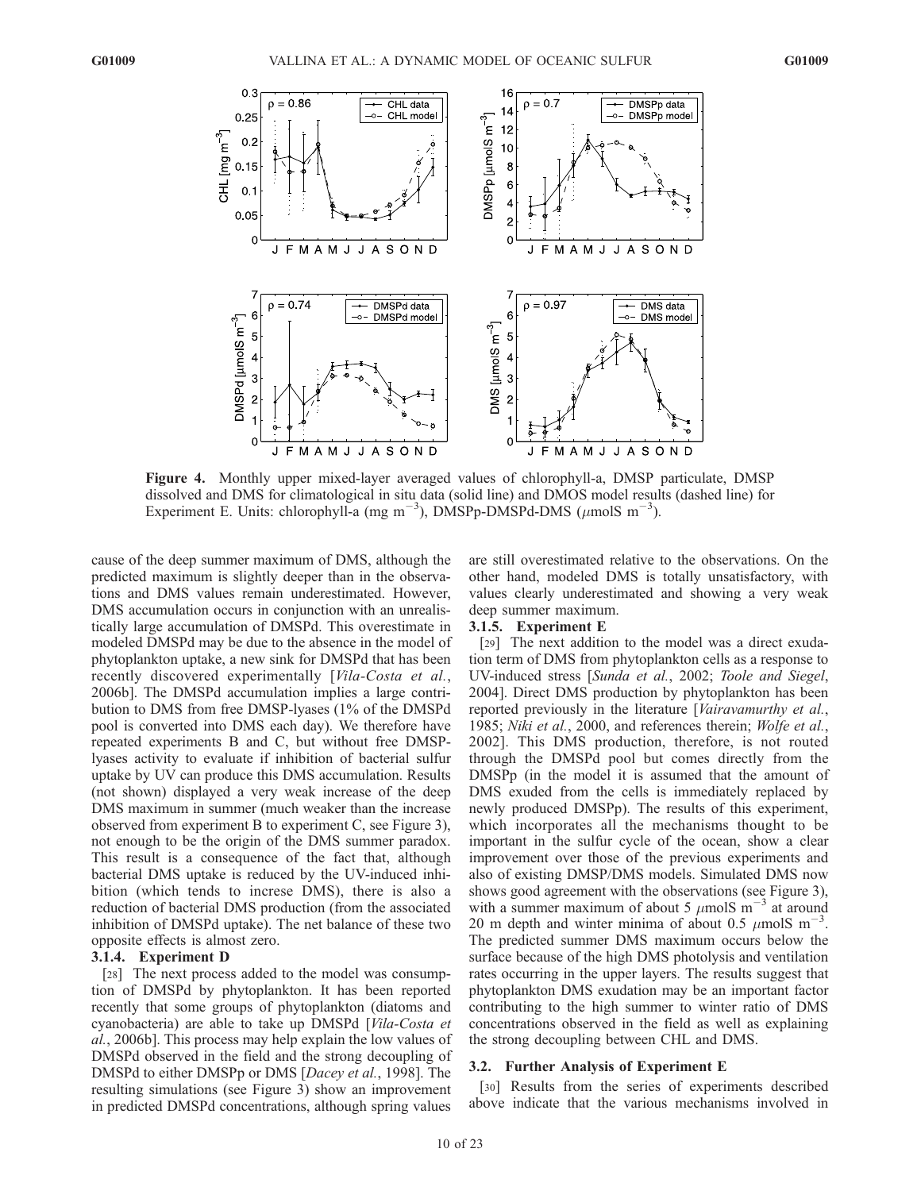**Figure 4.** Monthly upper mixed-layer averaged values of chlorophyll-a, DMSP particulate, DMSP dissolved and DMS for climatological in situ data (solid line) and DMOS model results (dashed line) for Experiment E. Units: chlorophyll-a (mg $m^{-3}$), DMSPp-DMSPd-DMS ($\mu$molS $m^{-3}$).

cause of the deep summer maximum of DMS, although the predicted maximum is slightly deeper than in the observations and DMS values remain underestimated. However, DMS accumulation occurs in conjunction with an unrealistically large accumulation of DMSPd. This overestimate in modeled DMSPd may be due to the absence in the model of phytoplankton uptake, a new sink for DMSPd that has been recently discovered experimentally [*Vila-Costa et al.*, 2006b]. The DMSPd accumulation implies a large contribution to DMS from free DMSP-lyases (1% of the DMSPd pool is converted into DMS each day). We therefore have repeated experiments B and C, but without free DMSP-lyases activity to evaluate if inhibition of bacterial sulfur uptake by UV can produce this DMS accumulation. Results (not shown) displayed a very weak increase of the deep DMS maximum in summer (much weaker than the increase observed from experiment B to experiment C, see Figure 3), not enough to be the origin of the DMS summer paradox. This result is a consequence of the fact that, although bacterial DMS uptake is reduced by the UV-induced inhibition (which tends to increse DMS), there is also a reduction of bacterial DMS production (from the associated inhibition of DMSPd uptake). The net balance of these two opposite effects is almost zero.

#### 3.1.4. Experiment D

[28] The next process added to the model was consumption of DMSPd by phytoplankton. It has been reported recently that some groups of phytoplankton (diatoms and cyanobacteria) are able to take up DMSPd [*Vila-Costa et al.*, 2006b]. This process may help explain the low values of DMSPd observed in the field and the strong decoupling of DMSPd to either DMSPp or DMS [*Dacey et al.*, 1998]. The resulting simulations (see Figure 3) show an improvement in predicted DMSPd concentrations, although spring values are still overestimated relative to the observations. On the other hand, modeled DMS is totally unsatisfactory, with values clearly underestimated and showing a very weak deep summer maximum.

#### 3.1.5. Experiment E

[29] The next addition to the model was a direct exudation term of DMS from phytoplankton cells as a response to UV-induced stress [*Sunda et al.*, 2002; *Toole and Siegel*, 2004]. Direct DMS production by phytoplankton has been reported previously in the literature [*Vairavamurthy et al.*, 1985; *Niki et al.*, 2000, and references therein; *Wolfe et al.*, 2002]. This DMS production, therefore, is not routed through the DMSPd pool but comes directly from the DMSPp (in the model it is assumed that the amount of DMS exuded from the cells is immediately replaced by newly produced DMSPp). The results of this experiment, which incorporates all the mechanisms thought to be important in the sulfur cycle of the ocean, show a clear improvement over those of the previous experiments and also of existing DMSP/DMS models. Simulated DMS now shows good agreement with the observations (see Figure 3), with a summer maximum of about 5 $\mu$molS $m^{-3}$ at around 20 m depth and winter minima of about 0.5 $\mu$molS $m^{-3}$. The predicted summer DMS maximum occurs below the surface because of the high DMS photolysis and ventilation rates occurring in the upper layers. The results suggest that phytoplankton DMS exudation may be an important factor contributing to the high summer to winter ratio of DMS concentrations observed in the field as well as explaining the strong decoupling between CHL and DMS.

### 3.2. Further Analysis of Experiment E

[30] Results from the series of experiments described above indicate that the various mechanisms involved in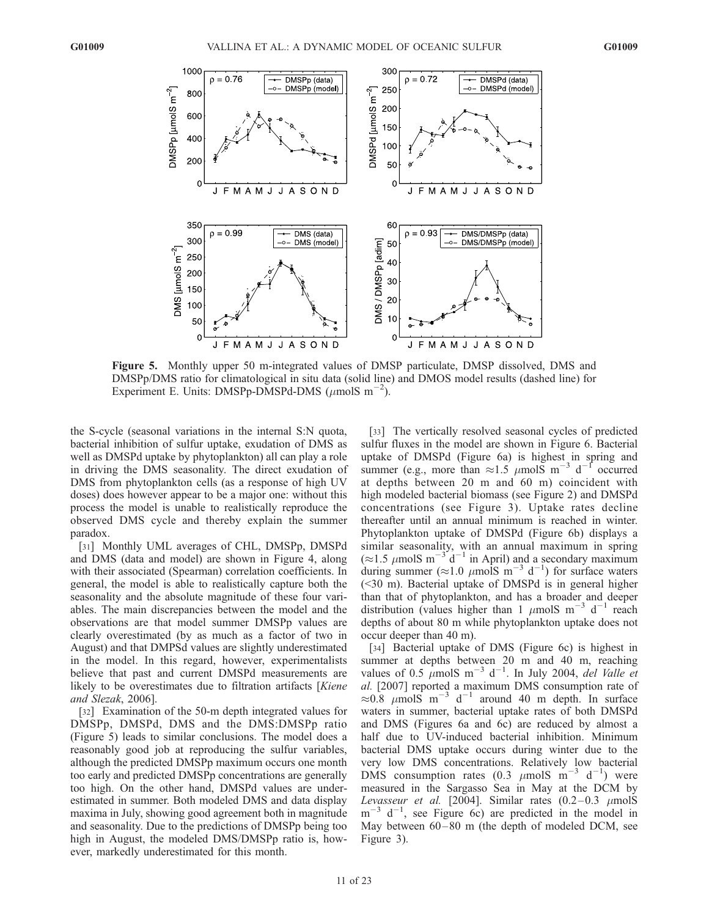**Figure 5.** Monthly upper 50 m-integrated values of DMSP particulate, DMSP dissolved, DMS and DMSPp/DMS ratio for climatological in situ data (solid line) and DMOS model results (dashed line) for Experiment E. Units: DMSPp-DMSPd-DMS ($\mu$molS m$^{-2}$).

the S-cycle (seasonal variations in the internal S:N quota, bacterial inhibition of sulfur uptake, exudation of DMS as well as DMSPd uptake by phytoplankton) all can play a role in driving the DMS seasonality. The direct exudation of DMS from phytoplankton cells (as a response of high UV doses) does however appear to be a major one: without this process the model is unable to realistically reproduce the observed DMS cycle and thereby explain the summer paradox.

[31] Monthly UML averages of CHL, DMSPp, DMSPd and DMS (data and model) are shown in Figure 4, along with their associated (Spearman) correlation coefficients. In general, the model is able to realistically capture both the seasonality and the absolute magnitude of these four variables. The main discrepancies between the model and the observations are that model summer DMSPp values are clearly overestimated (by as much as a factor of two in August) and that DMPSd values are slightly underestimated in the model. In this regard, however, experimentalists believe that past and current DMSPd measurements are likely to be overestimates due to filtration artifacts [*Kiene and Slezak*, 2006].

[32] Examination of the 50-m depth integrated values for DMSPp, DMSPd, DMS and the DMS:DMSPp ratio (Figure 5) leads to similar conclusions. The model does a reasonably good job at reproducing the sulfur variables, although the predicted DMSPp maximum occurs one month too early and predicted DMSPp concentrations are generally too high. On the other hand, DMSPd values are underestimated in summer. Both modeled DMS and data display maxima in July, showing good agreement both in magnitude and seasonality. Due to the predictions of DMSPp being too high in August, the modeled DMS/DMSPp ratio is, however, markedly underestimated for this month.

[33] The vertically resolved seasonal cycles of predicted sulfur fluxes in the model are shown in Figure 6. Bacterial uptake of DMSPd (Figure 6a) is highest in spring and summer (e.g., more than $\approx$1.5 $\mu$molS m$^{-3}$ d$^{-1}$ occurred at depths between 20 m and 60 m) coincident with high modeled bacterial biomass (see Figure 2) and DMSPd concentrations (see Figure 3). Uptake rates decline thereafter until an annual minimum is reached in winter. Phytoplankton uptake of DMSPd (Figure 6b) displays a similar seasonality, with an annual maximum in spring ($\approx$1.5 $\mu$molS m$^{-3}$ d$^{-1}$ in April) and a secondary maximum during summer ($\approx$1.0 $\mu$molS m$^{-3}$ d$^{-1}$) for surface waters (<30 m). Bacterial uptake of DMSPd is in general higher than that of phytoplankton, and has a broader and deeper distribution (values higher than 1 $\mu$molS m$^{-3}$ d$^{-1}$ reach depths of about 80 m while phytoplankton uptake does not occur deeper than 40 m).

[34] Bacterial uptake of DMS (Figure 6c) is highest in summer at depths between 20 m and 40 m, reaching values of 0.5 $\mu$molS m$^{-3}$ d$^{-1}$. In July 2004, *del Valle et al.* [2007] reported a maximum DMS consumption rate of $\approx$0.8 $\mu$molS m$^{-3}$ d$^{-1}$ around 40 m depth. In surface waters in summer, bacterial uptake rates of both DMSPd and DMS (Figures 6a and 6c) are reduced by almost a half due to UV-induced bacterial inhibition. Minimum bacterial DMS uptake occurs during winter due to the very low DMS concentrations. Relatively low bacterial DMS consumption rates (0.3 $\mu$molS m$^{-3}$ d$^{-1}$) were measured in the Sargasso Sea in May at the DCM by *Levasseur et al.* [2004]. Similar rates (0.2–0.3 $\mu$molS m$^{-3}$ d$^{-1}$, see Figure 6c) are predicted in the model in May between 60–80 m (the depth of modeled DCM, see Figure 3).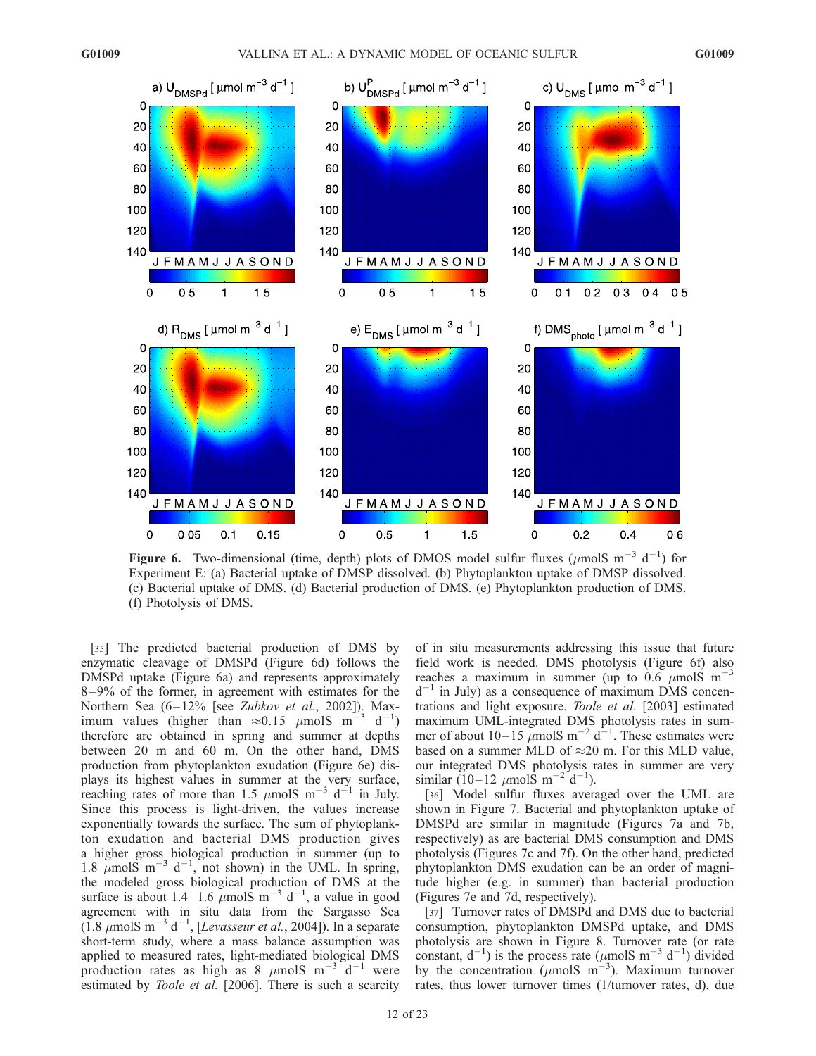**Figure 6.** Two-dimensional (time, depth) plots of DMOS model sulfur fluxes ($\mu$molS m$^{-3}$ d$^{-1}$) for Experiment E: (a) Bacterial uptake of DMSP dissolved. (b) Phytoplankton uptake of DMSP dissolved. (c) Bacterial uptake of DMS. (d) Bacterial production of DMS. (e) Phytoplankton production of DMS. (f) Photolysis of DMS.

[35] The predicted bacterial production of DMS by enzymatic cleavage of DMSPd (Figure 6d) follows the DMSPd uptake (Figure 6a) and represents approximately 8–9% of the former, in agreement with estimates for the Northern Sea (6–12% [see *Zubkov et al.*, 2002]). Maximum values (higher than $\approx$0.15 $\mu$molS m$^{-3}$ d$^{-1}$) therefore are obtained in spring and summer at depths between 20 m and 60 m. On the other hand, DMS production from phytoplankton exudation (Figure 6e) displays its highest values in summer at the very surface, reaching rates of more than 1.5 $\mu$molS m$^{-3}$ d$^{-1}$ in July. Since this process is light-driven, the values increase exponentially towards the surface. The sum of phytoplankton exudation and bacterial DMS production gives a higher gross biological production in summer (up to 1.8 $\mu$molS m$^{-3}$ d$^{-1}$, not shown) in the UML. In spring, the modeled gross biological production of DMS at the surface is about 1.4–1.6 $\mu$molS m$^{-3}$ d$^{-1}$, a value in good agreement with in situ data from the Sargasso Sea (1.8 $\mu$molS m$^{-3}$ d$^{-1}$, [*Levasseur et al.*, 2004]). In a separate short-term study, where a mass balance assumption was applied to measured rates, light-mediated biological DMS production rates as high as 8 $\mu$molS m$^{-3}$ d$^{-1}$ were estimated by *Toole et al.* [2006]. There is such a scarcity of in situ measurements addressing this issue that future field work is needed. DMS photolysis (Figure 6f) also reaches a maximum in summer (up to 0.6 $\mu$molS m$^{-3}$ d$^{-1}$ in July) as a consequence of maximum DMS concentrations and light exposure. *Toole et al.* [2003] estimated maximum UML-integrated DMS photolysis rates in summer of about 10–15 $\mu$molS m$^{-2}$ d$^{-1}$. These estimates were based on a summer MLD of $\approx$20 m. For this MLD value, our integrated DMS photolysis rates in summer are very similar (10–12 $\mu$molS m$^{-2}$ d$^{-1}$).

[36] Model sulfur fluxes averaged over the UML are shown in Figure 7. Bacterial and phytoplankton uptake of DMSPd are similar in magnitude (Figures 7a and 7b, respectively) as are bacterial DMS consumption and DMS photolysis (Figures 7c and 7f). On the other hand, predicted phytoplankton DMS exudation can be an order of magnitude higher (e.g. in summer) than bacterial production (Figures 7e and 7d, respectively).

[37] Turnover rates of DMSPd and DMS due to bacterial consumption, phytoplankton DMSPd uptake, and DMS photolysis are shown in Figure 8. Turnover rate (or rate constant, d$^{-1}$) is the process rate ($\mu$molS m$^{-3}$ d$^{-1}$) divided by the concentration ($\mu$molS m$^{-3}$). Maximum turnover rates, thus lower turnover times (1/turnover rates, d), due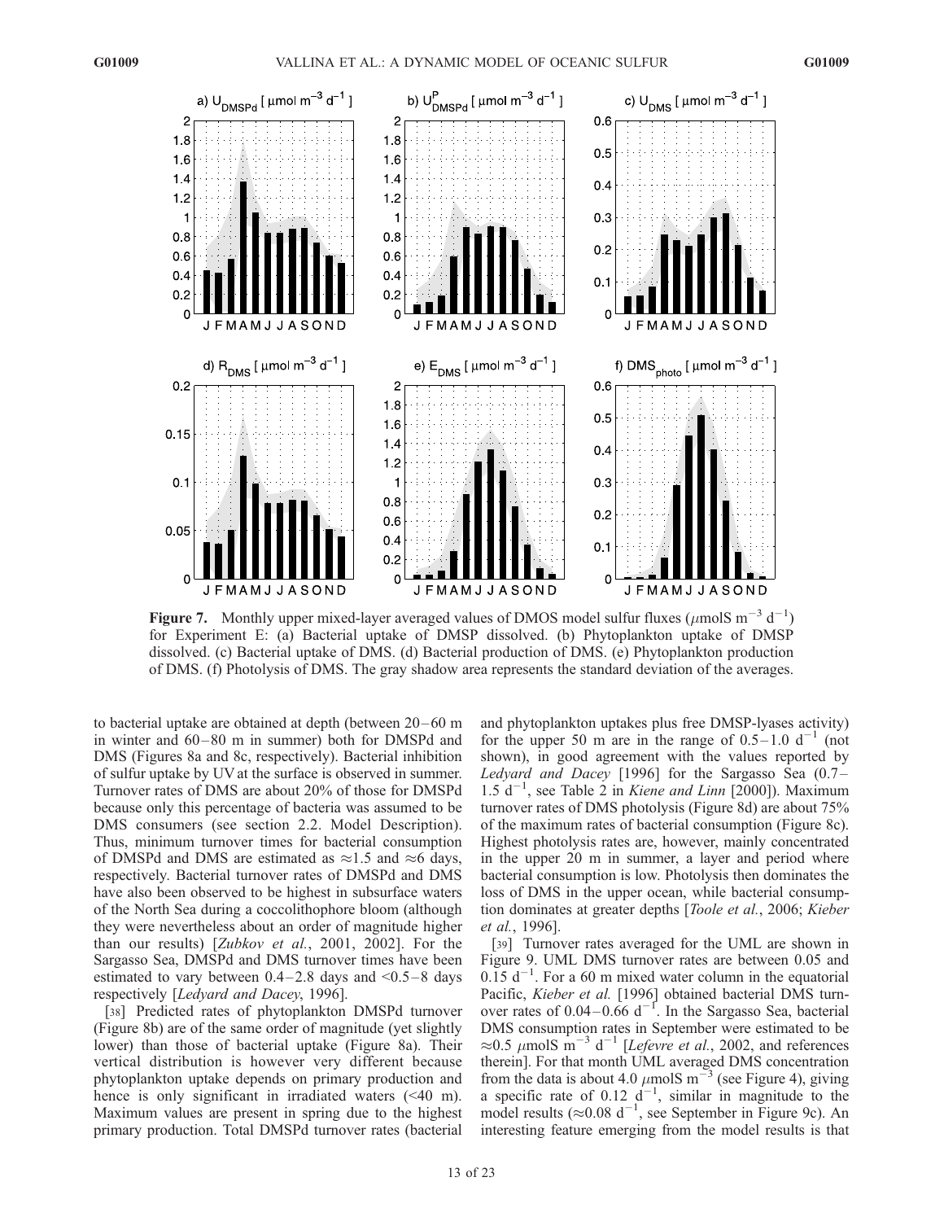**Figure 7.** Monthly upper mixed-layer averaged values of DMOS model sulfur fluxes ($\mu$molS m$^{-3}$ d$^{-1}$) for Experiment E: (a) Bacterial uptake of DMSP dissolved. (b) Phytoplankton uptake of DMSP dissolved. (c) Bacterial uptake of DMS. (d) Bacterial production of DMS. (e) Phytoplankton production of DMS. (f) Photolysis of DMS. The gray shadow area represents the standard deviation of the averages.

to bacterial uptake are obtained at depth (between 20–60 m in winter and 60–80 m in summer) both for DMSPd and DMS (Figures 8a and 8c, respectively). Bacterial inhibition of sulfur uptake by UV at the surface is observed in summer. Turnover rates of DMS are about 20% of those for DMSPd because only this percentage of bacteria was assumed to be DMS consumers (see section 2.2. Model Description). Thus, minimum turnover times for bacterial consumption of DMSPd and DMS are estimated as $\approx$1.5 and $\approx$6 days, respectively. Bacterial turnover rates of DMSPd and DMS have also been observed to be highest in subsurface waters of the North Sea during a coccolithophore bloom (although they were nevertheless about an order of magnitude higher than our results) [*Zubkov et al.*, 2001, 2002]. For the Sargasso Sea, DMSPd and DMS turnover times have been estimated to vary between 0.4–2.8 days and <0.5–8 days respectively [*Ledyard and Dacey*, 1996].

[38] Predicted rates of phytoplankton DMSPd turnover (Figure 8b) are of the same order of magnitude (yet slightly lower) than those of bacterial uptake (Figure 8a). Their vertical distribution is however very different because phytoplankton uptake depends on primary production and hence is only significant in irradiated waters (<40 m). Maximum values are present in spring due to the highest primary production. Total DMSPd turnover rates (bacterial and phytoplankton uptakes plus free DMSP-lyases activity) for the upper 50 m are in the range of 0.5–1.0 d$^{-1}$ (not shown), in good agreement with the values reported by *Ledyard and Dacey* [1996] for the Sargasso Sea (0.7–1.5 d$^{-1}$, see Table 2 in *Kiene and Linn* [2000]). Maximum turnover rates of DMS photolysis (Figure 8d) are about 75% of the maximum rates of bacterial consumption (Figure 8c). Highest photolysis rates are, however, mainly concentrated in the upper 20 m in summer, a layer and period where bacterial consumption is low. Photolysis then dominates the loss of DMS in the upper ocean, while bacterial consumption dominates at greater depths [*Toole et al.*, 2006; *Kieber et al.*, 1996].

[39] Turnover rates averaged for the UML are shown in Figure 9. UML DMS turnover rates are between 0.05 and 0.15 d$^{-1}$. For a 60 m mixed water column in the equatorial Pacific, *Kieber et al.* [1996] obtained bacterial DMS turnover rates of 0.04–0.66 d$^{-1}$. In the Sargasso Sea, bacterial DMS consumption rates in September were estimated to be $\approx$0.5 $\mu$molS m$^{-3}$ d$^{-1}$ [*Lefevre et al.*, 2002, and references therein]. For that month UML averaged DMS concentration from the data is about 4.0 $\mu$molS m$^{-3}$ (see Figure 4), giving a specific rate of 0.12 d$^{-1}$, similar in magnitude to the model results ($\approx$0.08 d$^{-1}$, see September in Figure 9c). An interesting feature emerging from the model results is that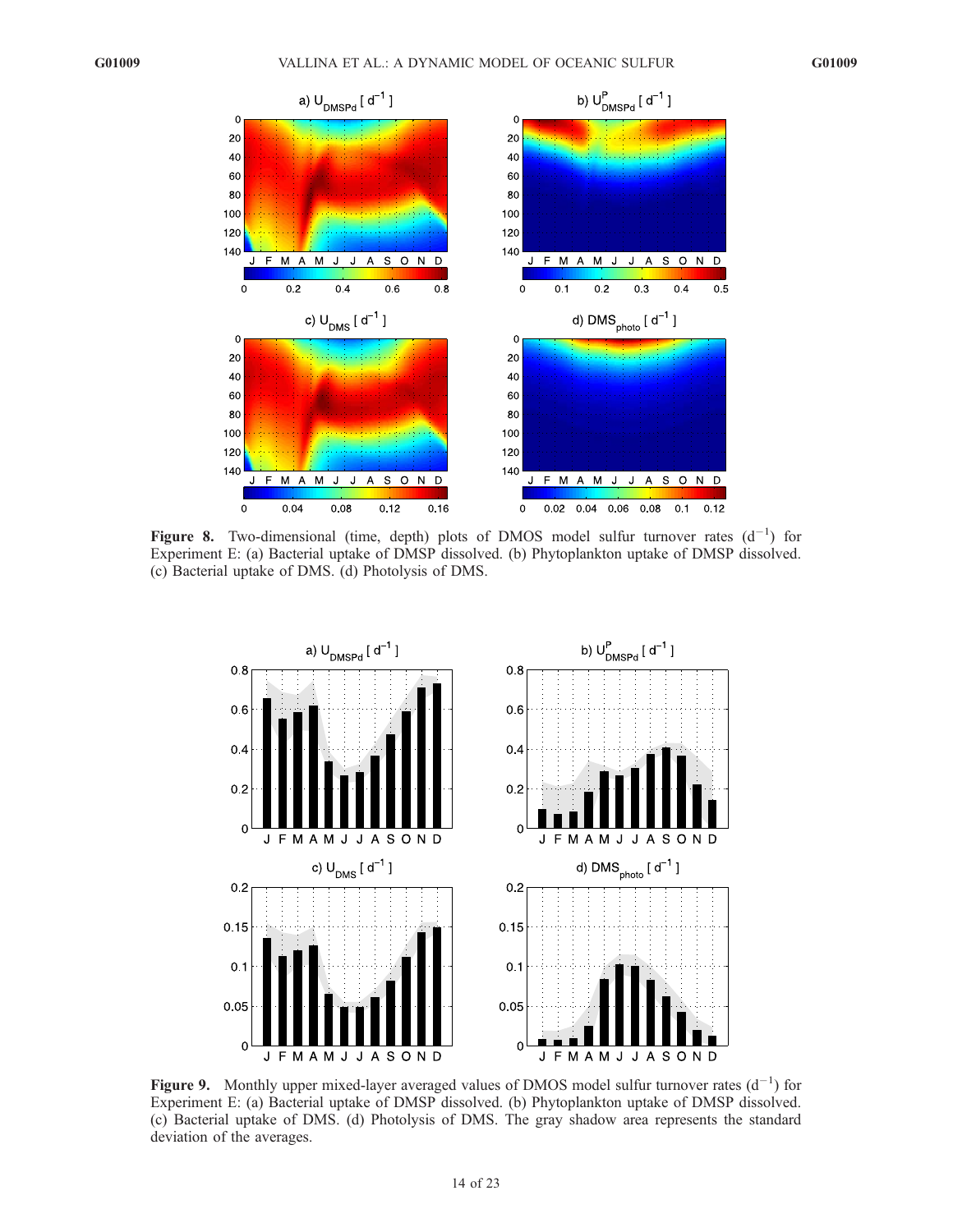**Figure 8.** Two-dimensional (time, depth) plots of DMOS model sulfur turnover rates ($d^{-1}$) for Experiment E: (a) Bacterial uptake of DMSP dissolved. (b) Phytoplankton uptake of DMSP dissolved. (c) Bacterial uptake of DMS. (d) Photolysis of DMS.

**Figure 9.** Monthly upper mixed-layer averaged values of DMOS model sulfur turnover rates ($d^{-1}$) for Experiment E: (a) Bacterial uptake of DMSP dissolved. (b) Phytoplankton uptake of DMSP dissolved. (c) Bacterial uptake of DMS. (d) Photolysis of DMS. The gray shadow area represents the standard deviation of the averages.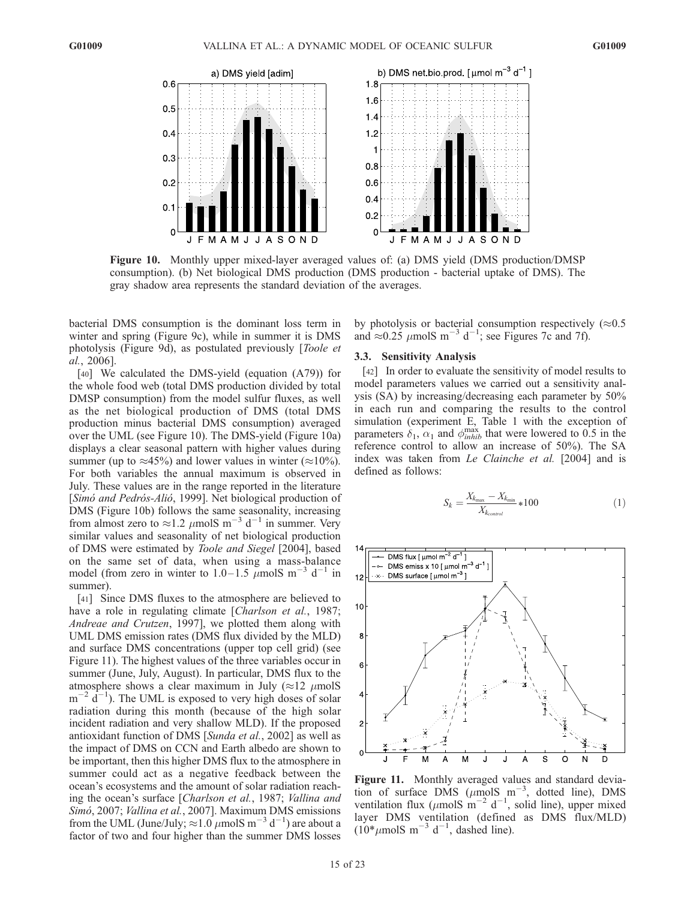Figure 10. Monthly upper mixed-layer averaged values of: (a) DMS yield (DMS production/DMSP consumption). (b) Net biological DMS production (DMS production - bacterial uptake of DMS). The gray shadow area represents the standard deviation of the averages.

bacterial DMS consumption is the dominant loss term in winter and spring (Figure 9c), while in summer it is DMS photolysis (Figure 9d), as postulated previously [*Toole et al.*, 2006].

[40] We calculated the DMS-yield (equation (A79)) for the whole food web (total DMS production divided by total DMSP consumption) from the model sulfur fluxes, as well as the net biological production of DMS (total DMS production minus bacterial DMS consumption) averaged over the UML (see Figure 10). The DMS-yield (Figure 10a) displays a clear seasonal pattern with higher values during summer (up to ≈45%) and lower values in winter (≈10%). For both variables the annual maximum is observed in July. These values are in the range reported in the literature [*Simó and Pedrós-Alió*, 1999]. Net biological production of DMS (Figure 10b) follows the same seasonality, increasing from almost zero to ≈1.2 $\mu$molS m$^{-3}$ d$^{-1}$ in summer. Very similar values and seasonality of net biological production of DMS were estimated by *Toole and Siegel* [2004], based on the same set of data, when using a mass-balance model (from zero in winter to 1.0–1.5 $\mu$molS m$^{-3}$ d$^{-1}$ in summer).

[41] Since DMS fluxes to the atmosphere are believed to have a role in regulating climate [*Charlson et al.*, 1987; *Andreae and Crutzen*, 1997], we plotted them along with UML DMS emission rates (DMS flux divided by the MLD) and surface DMS concentrations (upper top cell grid) (see Figure 11). The highest values of the three variables occur in summer (June, July, August). In particular, DMS flux to the atmosphere shows a clear maximum in July (≈12 $\mu$molS m$^{-2}$ d$^{-1}$). The UML is exposed to very high doses of solar radiation during this month (because of the high solar incident radiation and very shallow MLD). If the proposed antioxidant function of DMS [*Sunda et al.*, 2002] as well as the impact of DMS on CCN and Earth albedo are shown to be important, then this higher DMS flux to the atmosphere in summer could act as a negative feedback between the ocean's ecosystems and the amount of solar radiation reaching the ocean's surface [*Charlson et al.*, 1987; *Vallina and Simó*, 2007; *Vallina et al.*, 2007]. Maximum DMS emissions from the UML (June/July; ≈1.0 $\mu$molS m$^{-3}$ d$^{-1}$) are about a factor of two and four higher than the summer DMS losses by photolysis or bacterial consumption respectively (≈0.5 and ≈0.25 $\mu$molS m$^{-3}$ d$^{-1}$; see Figures 7c and 7f).

### 3.3. Sensitivity Analysis

[42] In order to evaluate the sensitivity of model results to model parameters values we carried out a sensitivity analysis (SA) by increasing/decreasing each parameter by 50% in each run and comparing the results to the control simulation (experiment E, Table 1 with the exception of parameters $\delta_1$, $\alpha_1$ and $\phi_{inhib}^{max}$ that were lowered to 0.5 in the reference control to allow an increase of 50%). The SA index was taken from *Le Clainche et al.* [2004] and is defined as follows:

$$S_k = \frac{X_{k_{max}} - X_{k_{min}}}{X_{k_{control}}} * 100 \qquad (1)$$

Figure 11. Monthly averaged values and standard deviation of surface DMS ($\mu$molS m$^{-3}$, dotted line), DMS ventilation flux ($\mu$molS m$^{-2}$ d$^{-1}$, solid line), upper mixed layer DMS ventilation (defined as DMS flux/MLD) (10*$\mu$molS m$^{-3}$ d$^{-1}$, dashed line).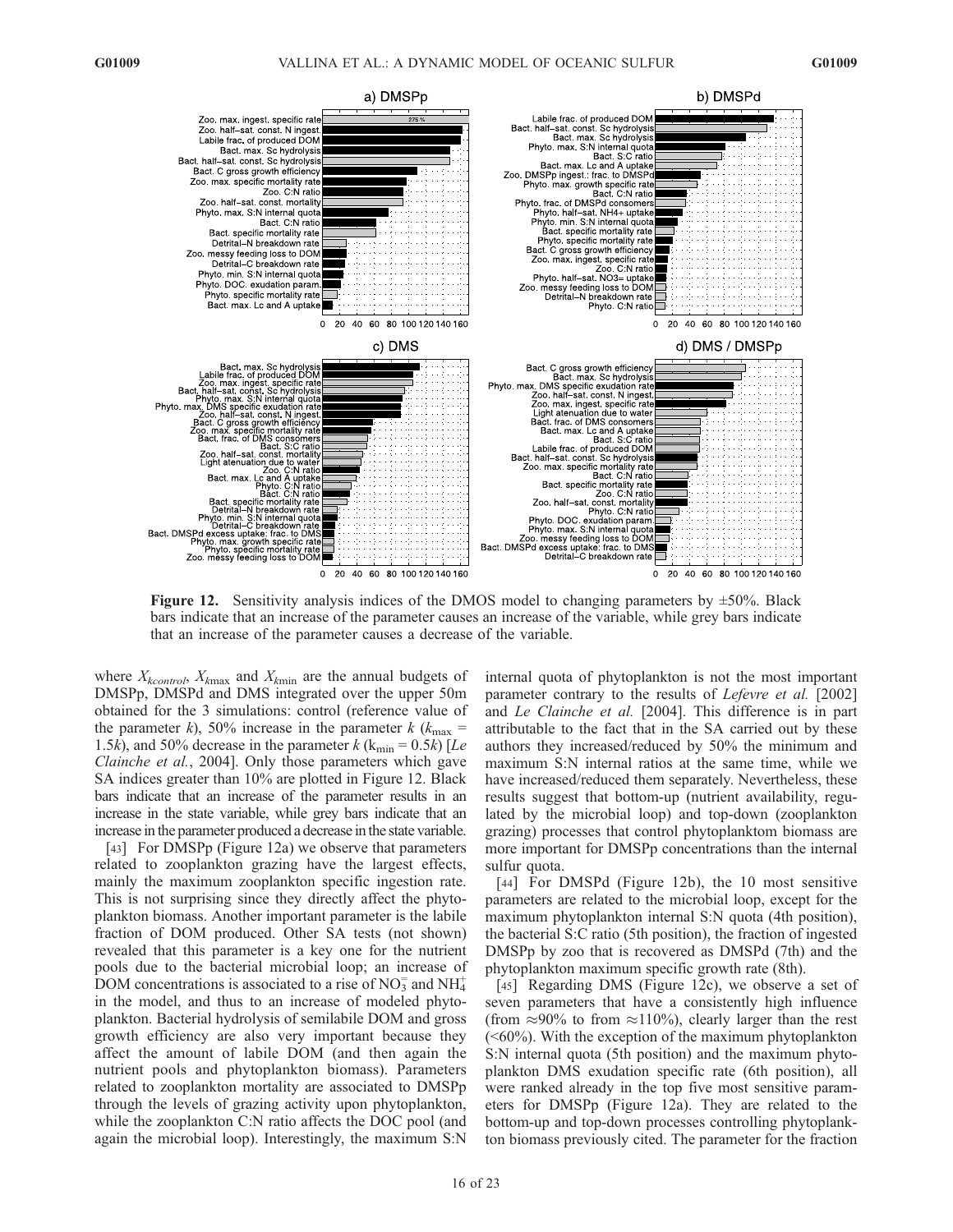**Figure 12.** Sensitivity analysis indices of the DMOS model to changing parameters by ±50%. Black bars indicate that an increase of the parameter causes an increase of the variable, while grey bars indicate that an increase of the parameter causes a decrease of the variable.

where $X_{kcontrol}$, $X_{k\max}$ and $X_{k\min}$ are the annual budgets of DMSPp, DMSPd and DMS integrated over the upper 50m obtained for the 3 simulations: control (reference value of the parameter $k$), 50% increase in the parameter $k$ ($k_{\max} = 1.5k$), and 50% decrease in the parameter $k$ ($k_{\min} = 0.5k$) [*Le Clainche et al.*, 2004]. Only those parameters which gave SA indices greater than 10% are plotted in Figure 12. Black bars indicate that an increase of the parameter results in an increase in the state variable, while grey bars indicate that an increase in the parameter produced a decrease in the state variable.

[43] For DMSPp (Figure 12a) we observe that parameters related to zooplankton grazing have the largest effects, mainly the maximum zooplankton specific ingestion rate. This is not surprising since they directly affect the phytoplankton biomass. Another important parameter is the labile fraction of DOM produced. Other SA tests (not shown) revealed that this parameter is a key one for the nutrient pools due to the bacterial microbial loop; an increase of DOM concentrations is associated to a rise of $NO_3^-$ and $NH_4^+$ in the model, and thus to an increase of modeled phytoplankton. Bacterial hydrolysis of semilabile DOM and gross growth efficiency are also very important because they affect the amount of labile DOM (and then again the nutrient pools and phytoplankton biomass). Parameters related to zooplankton mortality are associated to DMSPp through the levels of grazing activity upon phytoplankton, while the zooplankton C:N ratio affects the DOC pool (and again the microbial loop). Interestingly, the maximum S:N internal quota of phytoplankton is not the most important parameter contrary to the results of *Lefevre et al.* [2002] and *Le Clainche et al.* [2004]. This difference is in part attributable to the fact that in the SA carried out by these authors they increased/reduced by 50% the minimum and maximum S:N internal ratios at the same time, while we have increased/reduced them separately. Nevertheless, these results suggest that bottom-up (nutrient availability, regulated by the microbial loop) and top-down (zooplankton grazing) processes that control phytoplanktom biomass are more important for DMSPp concentrations than the internal sulfur quota.

[44] For DMSPd (Figure 12b), the 10 most sensitive parameters are related to the microbial loop, except for the maximum phytoplankton internal S:N quota (4th position), the bacterial S:C ratio (5th position), the fraction of ingested DMSPp by zoo that is recovered as DMSPd (7th) and the phytoplankton maximum specific growth rate (8th).

[45] Regarding DMS (Figure 12c), we observe a set of seven parameters that have a consistently high influence (from ≈90% to from ≈110%), clearly larger than the rest (<60%). With the exception of the maximum phytoplankton S:N internal quota (5th position) and the maximum phytoplankton DMS exudation specific rate (6th position), all were ranked already in the top five most sensitive parameters for DMSPp (Figure 12a). They are related to the bottom-up and top-down processes controlling phytoplankton biomass previously cited. The parameter for the fraction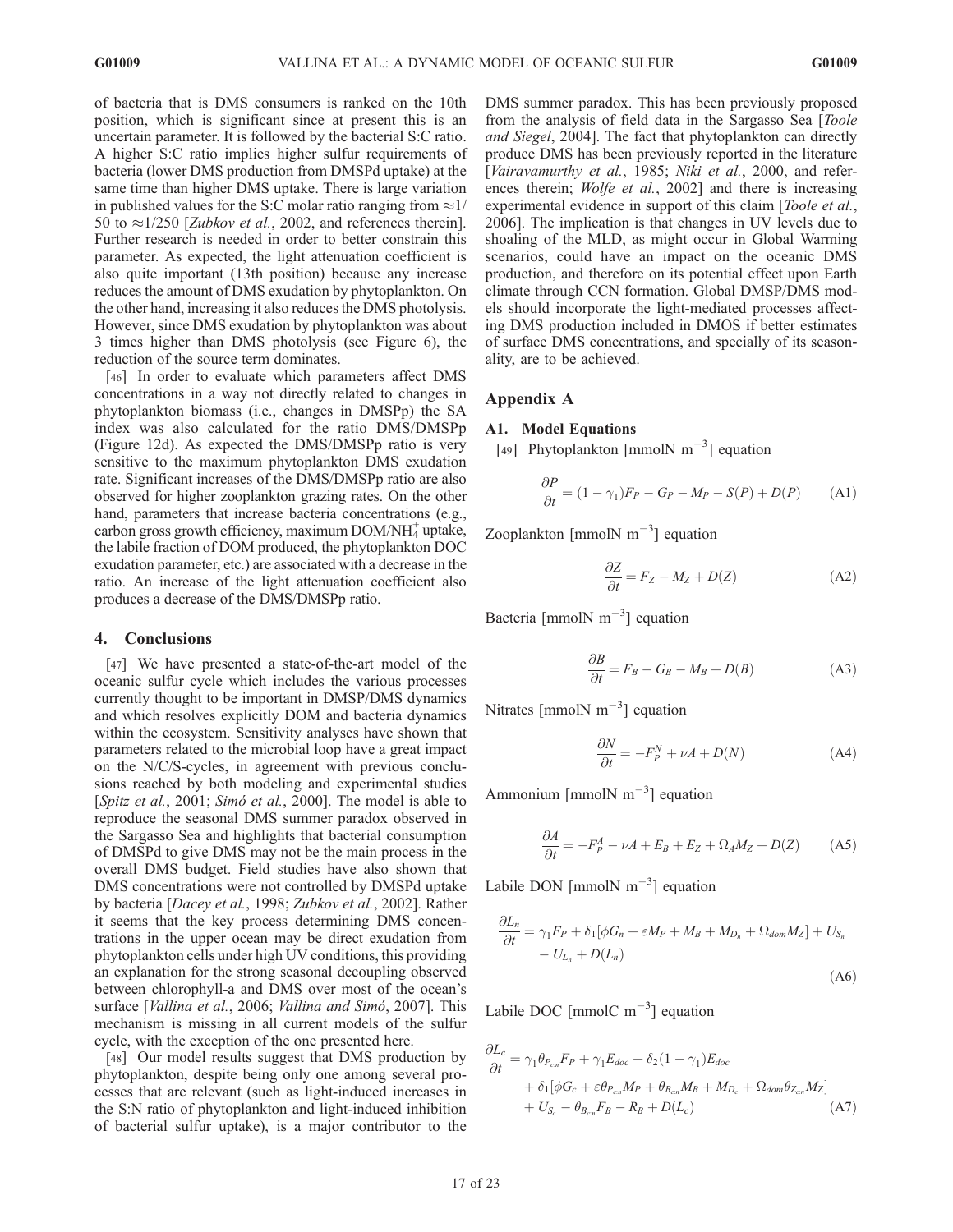of bacteria that is DMS consumers is ranked on the 10th position, which is significant since at present this is an uncertain parameter. It is followed by the bacterial S:C ratio. A higher S:C ratio implies higher sulfur requirements of bacteria (lower DMS production from DMSPd uptake) at the same time than higher DMS uptake. There is large variation in published values for the S:C molar ratio ranging from $\approx 1/50$ to $\approx 1/250$ [*Zubkov et al.*, 2002, and references therein]. Further research is needed in order to better constrain this parameter. As expected, the light attenuation coefficient is also quite important (13th position) because any increase reduces the amount of DMS exudation by phytoplankton. On the other hand, increasing it also reduces the DMS photolysis. However, since DMS exudation by phytoplankton was about 3 times higher than DMS photolysis (see Figure 6), the reduction of the source term dominates.

[46] In order to evaluate which parameters affect DMS concentrations in a way not directly related to changes in phytoplankton biomass (i.e., changes in DMSPp) the SA index was also calculated for the ratio DMS/DMSPp (Figure 12d). As expected the DMS/DMSPp ratio is very sensitive to the maximum phytoplankton DMS exudation rate. Significant increases of the DMS/DMSPp ratio are also observed for higher zooplankton grazing rates. On the other hand, parameters that increase bacteria concentrations (e.g., carbon gross growth efficiency, maximum DOM/$NH_4^+$ uptake, the labile fraction of DOM produced, the phytoplankton DOC exudation parameter, etc.) are associated with a decrease in the ratio. An increase of the light attenuation coefficient also produces a decrease of the DMS/DMSPp ratio.

## 4. Conclusions

[47] We have presented a state-of-the-art model of the oceanic sulfur cycle which includes the various processes currently thought to be important in DMSP/DMS dynamics and which resolves explicitly DOM and bacteria dynamics within the ecosystem. Sensitivity analyses have shown that parameters related to the microbial loop have a great impact on the N/C/S-cycles, in agreement with previous conclusions reached by both modeling and experimental studies [*Spitz et al.*, 2001; *Simó et al.*, 2000]. The model is able to reproduce the seasonal DMS summer paradox observed in the Sargasso Sea and highlights that bacterial consumption of DMSPd to give DMS may not be the main process in the overall DMS budget. Field studies have also shown that DMS concentrations were not controlled by DMSPd uptake by bacteria [*Dacey et al.*, 1998; *Zubkov et al.*, 2002]. Rather it seems that the key process determining DMS concentrations in the upper ocean may be direct exudation from phytoplankton cells under high UV conditions, this providing an explanation for the strong seasonal decoupling observed between chlorophyll-a and DMS over most of the ocean's surface [*Vallina et al.*, 2006; *Vallina and Simó*, 2007]. This mechanism is missing in all current models of the sulfur cycle, with the exception of the one presented here.

[48] Our model results suggest that DMS production by phytoplankton, despite being only one among several processes that are relevant (such as light-induced increases in the S:N ratio of phytoplankton and light-induced inhibition of bacterial sulfur uptake), is a major contributor to the DMS summer paradox. This has been previously proposed from the analysis of field data in the Sargasso Sea [*Toole and Siegel*, 2004]. The fact that phytoplankton can directly produce DMS has been previously reported in the literature [*Vairavamurthy et al.*, 1985; *Niki et al.*, 2000, and references therein; *Wolfe et al.*, 2002] and there is increasing experimental evidence in support of this claim [*Toole et al.*, 2006]. The implication is that changes in UV levels due to shoaling of the MLD, as might occur in Global Warming scenarios, could have an impact on the oceanic DMS production, and therefore on its potential effect upon Earth climate through CCN formation. Global DMSP/DMS models should incorporate the light-mediated processes affecting DMS production included in DMOS if better estimates of surface DMS concentrations, and specially of its seasonality, are to be achieved.

## Appendix A

### A1. Model Equations

[49] Phytoplankton [mmolN m$^{-3}$] equation

$$\frac{\partial P}{\partial t} = (1-\gamma_1)F_P - G_P - M_P - S(P) + D(P) \qquad \text{(A1)}$$

Zooplankton [mmolN m$^{-3}$] equation

$$\frac{\partial Z}{\partial t} = F_Z - M_Z + D(Z) \qquad \text{(A2)}$$

Bacteria [mmolN m$^{-3}$] equation

$$\frac{\partial B}{\partial t} = F_B - G_B - M_B + D(B) \qquad \text{(A3)}$$

Nitrates [mmolN m$^{-3}$] equation

$$\frac{\partial N}{\partial t} = -F_P^N + \nu A + D(N) \qquad \text{(A4)}$$

Ammonium [mmolN m$^{-3}$] equation

$$\frac{\partial A}{\partial t} = -F_P^A - \nu A + E_B + E_Z + \Omega_A M_Z + D(Z) \qquad \text{(A5)}$$

Labile DON [mmolN m$^{-3}$] equation

$$\frac{\partial L_n}{\partial t} = \gamma_1 F_P + \delta_1[\phi G_n + \varepsilon M_P + M_B + M_{D_n} + \Omega_{dom} M_Z] + U_{S_n} - U_{L_n} + D(L_n) \qquad \text{(A6)}$$

Labile DOC [mmolC m$^{-3}$] equation

$$\begin{aligned}\frac{\partial L_c}{\partial t} = {} & \gamma_1 \theta_{P_{cn}} F_P + \gamma_1 E_{doc} + \delta_2(1-\gamma_1)E_{doc} \\ & + \delta_1[\phi G_c + \varepsilon \theta_{P_{cn}} M_P + \theta_{B_{cn}} M_B + M_{D_c} + \Omega_{dom}\theta_{Z_{cn}} M_Z] \\ & + U_{S_c} - \theta_{B_{cn}} F_B - R_B + D(L_c)\end{aligned} \qquad \text{(A7)}$$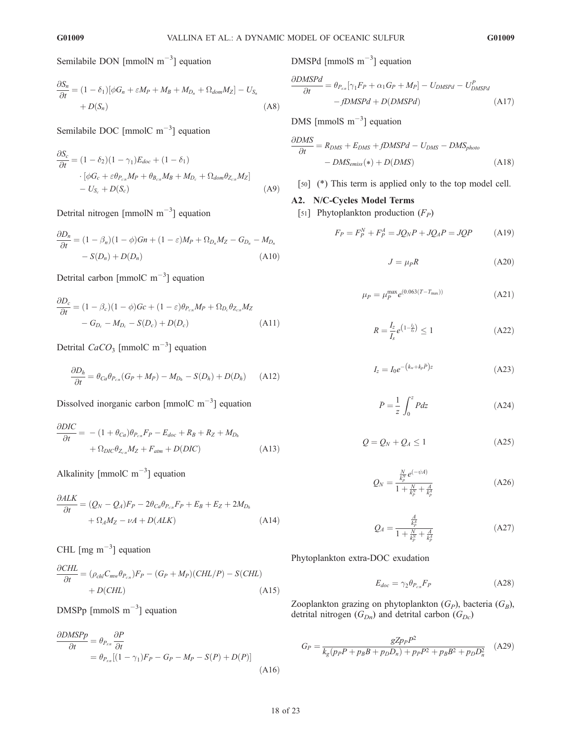Semilabile DON [mmolN m$^{-3}$] equation

$$\frac{\partial S_n}{\partial t} = (1-\delta_1)[\phi G_n + \varepsilon M_P + M_B + M_{D_n} + \Omega_{dom} M_Z] - U_{S_n} + D(S_n) \quad \text{(A8)}$$

Semilabile DOC [mmolC m$^{-3}$] equation

$$\frac{\partial S_c}{\partial t} = (1-\delta_2)(1-\gamma_1)E_{doc} + (1-\delta_1) \cdot [\phi G_c + \varepsilon \theta_{P_{c:n}} M_P + \theta_{B_{c:n}} M_B + M_{D_c} + \Omega_{dom}\theta_{Z_{c:n}} M_Z] - U_{S_c} + D(S_c) \quad \text{(A9)}$$

Detrital nitrogen [mmolN m$^{-3}$] equation

$$\frac{\partial D_n}{\partial t} = (1-\beta_n)(1-\phi)Gn + (1-\varepsilon)M_P + \Omega_{D_n} M_Z - G_{D_n} - M_{D_n} - S(D_n) + D(D_n) \quad \text{(A10)}$$

Detrital carbon [mmolC m$^{-3}$] equation

$$\frac{\partial D_c}{\partial t} = (1-\beta_c)(1-\phi)Gc + (1-\varepsilon)\theta_{P_{c:n}} M_P + \Omega_{D_c}\theta_{Z_{c:n}} M_Z - G_{D_c} - M_{D_c} - S(D_c) + D(D_c) \quad \text{(A11)}$$

Detrital $CaCO_3$ [mmolC m$^{-3}$] equation

$$\frac{\partial D_h}{\partial t} = \theta_{Ca}\theta_{P_{c:n}}(G_P + M_P) - M_{D_h} - S(D_h) + D(D_h) \quad \text{(A12)}$$

Dissolved inorganic carbon [mmolC m$^{-3}$] equation

$$\frac{\partial DIC}{\partial t} = -(1+\theta_{Ca})\theta_{P_{c:n}} F_P - E_{doc} + R_B + R_Z + M_{D_h} + \Omega_{DIC}\theta_{Z_{c:n}} M_Z + F_{atm} + D(DIC) \quad \text{(A13)}$$

Alkalinity [mmolC m$^{-3}$] equation

$$\frac{\partial ALK}{\partial t} = (Q_N - Q_A)F_P - 2\theta_{Ca}\theta_{P_{c:n}} F_P + E_B + E_Z + 2M_{D_h} + \Omega_A M_Z - \nu A + D(ALK) \quad \text{(A14)}$$

CHL [mg m$^{-3}$] equation

$$\frac{\partial CHL}{\partial t} = (\rho_{chl} C_{mw} \theta_{P_{c:n}})F_P - (G_P + M_P)(CHL/P) - S(CHL) + D(CHL) \quad \text{(A15)}$$

DMSPp [mmolS m$^{-3}$] equation

$$\frac{\partial DMSPp}{\partial t} = \theta_{P_{s:n}} \frac{\partial P}{\partial t} = \theta_{P_{s:n}}[(1-\gamma_1)F_P - G_P - M_P - S(P) + D(P)] \quad \text{(A16)}$$

DMSPd [mmolS m$^{-3}$] equation

$$\frac{\partial DMSPd}{\partial t} = \theta_{P_{s:n}}[\gamma_1 F_P + \alpha_1 G_P + M_P] - U_{DMSPd} - U^P_{DMSPd} - fDMSPd + D(DMSPd) \quad \text{(A17)}$$

DMS [mmolS m$^{-3}$] equation

$$\frac{\partial DMS}{\partial t} = R_{DMS} + E_{DMS} + fDMSPd - U_{DMS} - DMS_{photo} - DMS_{emiss}(*) + D(DMS) \quad \text{(A18)}$$

[50] (*) This term is applied only to the top model cell.

## A2. N/C-Cycles Model Terms

[51] Phytoplankton production ($F_P$)

$$F_P = F_P^N + F_P^A = JQ_N P + JQ_A P = JQP \quad \text{(A19)}$$

$$J = \mu_P R \quad \text{(A20)}$$

$$\mu_P = \mu_P^{\max} e^{(0.063(T - T_{\max}))} \quad \text{(A21)}$$

$$R = \frac{I_z}{I_s} e^{\left(1 - \frac{I_z}{I_s}\right)} \leq 1 \quad \text{(A22)}$$

$$I_z = I_0 e^{-\left(k_w + k_p \bar{P}\right)z} \quad \text{(A23)}$$

$$\bar{P} = \frac{1}{z}\int_0^z P dz \quad \text{(A24)}$$

$$Q = Q_N + Q_A \leq 1 \quad \text{(A25)}$$

$$Q_N = \frac{\frac{N}{k_P^N} e^{(-\psi A)}}{1 + \frac{N}{k_P^N} + \frac{A}{k_P^A}} \quad \text{(A26)}$$

$$Q_A = \frac{\frac{A}{k_P^A}}{1 + \frac{N}{k_P^N} + \frac{A}{k_P^A}} \quad \text{(A27)}$$

Phytoplankton extra-DOC exudation

$$E_{doc} = \gamma_2 \theta_{P_{c:n}} F_P \quad \text{(A28)}$$

Zooplankton grazing on phytoplankton ($G_P$), bacteria ($G_B$), detrital nitrogen ($G_{Dn}$) and detrital carbon ($G_{Dc}$)

$$G_P = \frac{gZp_P P^2}{k_g(p_P P + p_B B + p_D D_n) + p_P P^2 + p_B B^2 + p_D D_n^2} \quad \text{(A29)}$$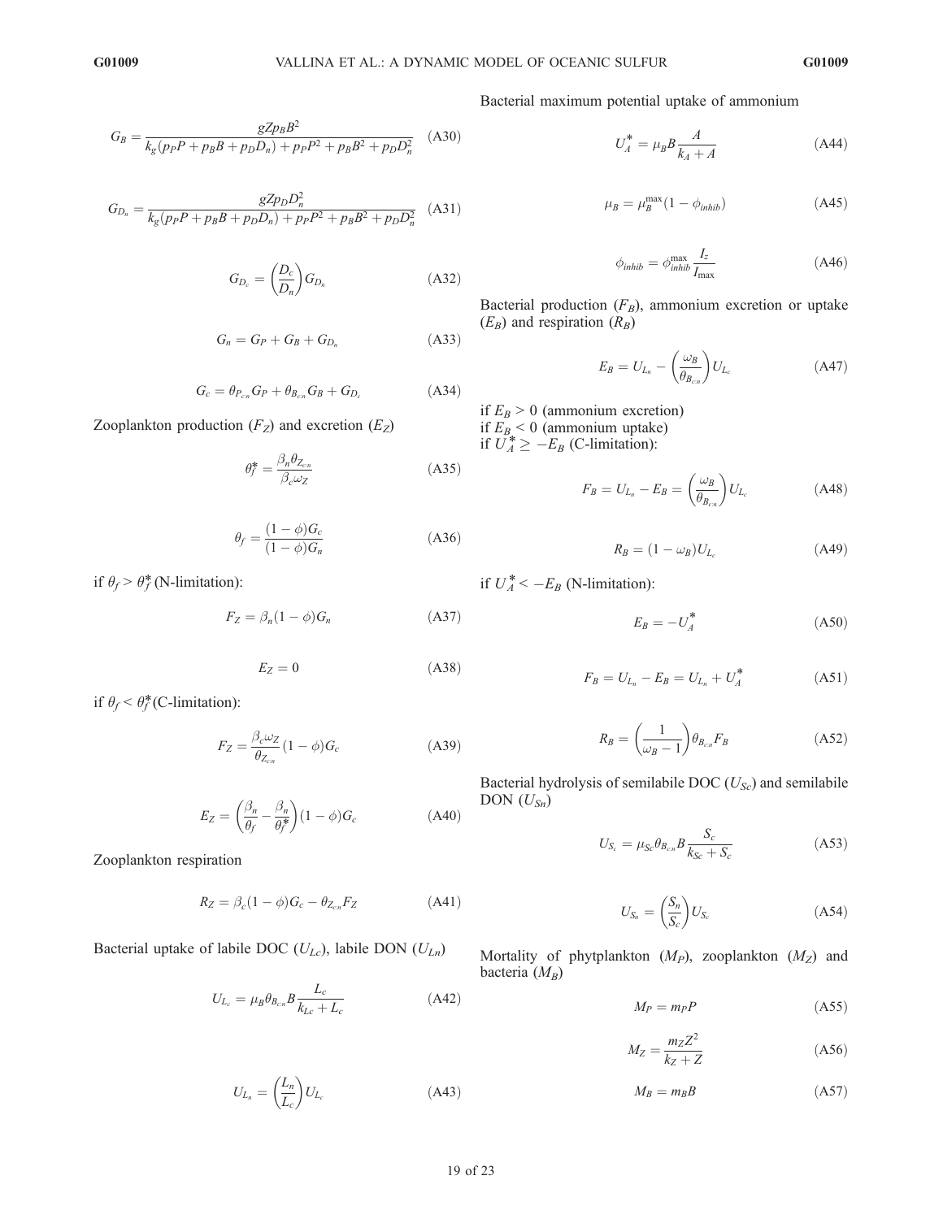$$G_B = \frac{gZp_B B^2}{k_g(p_P P + p_B B + p_D D_n) + p_P P^2 + p_B B^2 + p_D D_n^2} \quad \text{(A30)}$$

$$G_{D_n} = \frac{gZp_D D_n^2}{k_g(p_P P + p_B B + p_D D_n) + p_P P^2 + p_B B^2 + p_D D_n^2} \quad \text{(A31)}$$

$$G_{D_c} = \left(\frac{D_c}{D_n}\right) G_{D_n} \quad \text{(A32)}$$

$$G_n = G_P + G_B + G_{D_n} \quad \text{(A33)}$$

$$G_c = \theta_{P_{c:n}} G_P + \theta_{B_{c:n}} G_B + G_{D_c} \quad \text{(A34)}$$

Zooplankton production ($F_Z$) and excretion ($E_Z$)

$$\theta_f^* = \frac{\beta_n \theta_{Z_{c:n}}}{\beta_c \omega_Z} \quad \text{(A35)}$$

$$\theta_f = \frac{(1-\phi)G_c}{(1-\phi)G_n} \quad \text{(A36)}$$

if $\theta_f > \theta_f^*$ (N-limitation):

$$F_Z = \beta_n (1-\phi) G_n \quad \text{(A37)}$$

$$E_Z = 0 \quad \text{(A38)}$$

if $\theta_f < \theta_f^*$ (C-limitation):

$$F_Z = \frac{\beta_c \omega_Z}{\theta_{Z_{c:n}}}(1-\phi) G_c \quad \text{(A39)}$$

$$E_Z = \left(\frac{\beta_n}{\theta_f} - \frac{\beta_n}{\theta_f^*}\right)(1-\phi) G_c \quad \text{(A40)}$$

Zooplankton respiration

$$R_Z = \beta_c (1-\phi) G_c - \theta_{Z_{c:n}} F_Z \quad \text{(A41)}$$

Bacterial uptake of labile DOC ($U_{Lc}$), labile DON ($U_{Ln}$)

$$U_{L_c} = \mu_B \theta_{B_{c:n}} B \frac{L_c}{k_{Lc} + L_c} \quad \text{(A42)}$$

$$U_{L_n} = \left(\frac{L_n}{L_c}\right) U_{L_c} \quad \text{(A43)}$$

Bacterial maximum potential uptake of ammonium

$$U_A^* = \mu_B B \frac{A}{k_A + A} \quad \text{(A44)}$$

$$\mu_B = \mu_B^{\max}(1 - \phi_{inhib}) \quad \text{(A45)}$$

$$\phi_{inhib} = \phi_{inhib}^{\max} \frac{I_z}{I_{\max}} \quad \text{(A46)}$$

Bacterial production ($F_B$), ammonium excretion or uptake ($E_B$) and respiration ($R_B$)

$$E_B = U_{L_n} - \left(\frac{\omega_B}{\theta_{B_{c:n}}}\right) U_{L_c} \quad \text{(A47)}$$

if $E_B > 0$ (ammonium excretion)
if $E_B < 0$ (ammonium uptake)
if $U_A^* \geq -E_B$ (C-limitation):

$$F_B = U_{L_n} - E_B = \left(\frac{\omega_B}{\theta_{B_{c:n}}}\right) U_{L_c} \quad \text{(A48)}$$

$$R_B = (1 - \omega_B) U_{L_c} \quad \text{(A49)}$$

if $U_A^* < -E_B$ (N-limitation):

$$E_B = -U_A^* \quad \text{(A50)}$$

$$F_B = U_{L_n} - E_B = U_{L_n} + U_A^* \quad \text{(A51)}$$

$$R_B = \left(\frac{1}{\omega_B - 1}\right) \theta_{B_{c:n}} F_B \quad \text{(A52)}$$

Bacterial hydrolysis of semilabile DOC ($U_{Sc}$) and semilabile DON ($U_{Sn}$)

$$U_{S_c} = \mu_{Sc} \theta_{B_{c:n}} B \frac{S_c}{k_{Sc} + S_c} \quad \text{(A53)}$$

$$U_{S_n} = \left(\frac{S_n}{S_c}\right) U_{S_c} \quad \text{(A54)}$$

Mortality of phytplankton ($M_P$), zooplankton ($M_Z$) and bacteria ($M_B$)

$$M_P = m_P P \quad \text{(A55)}$$

$$M_Z = \frac{m_Z Z^2}{k_Z + Z} \quad \text{(A56)}$$

$$M_B = m_B B \quad \text{(A57)}$$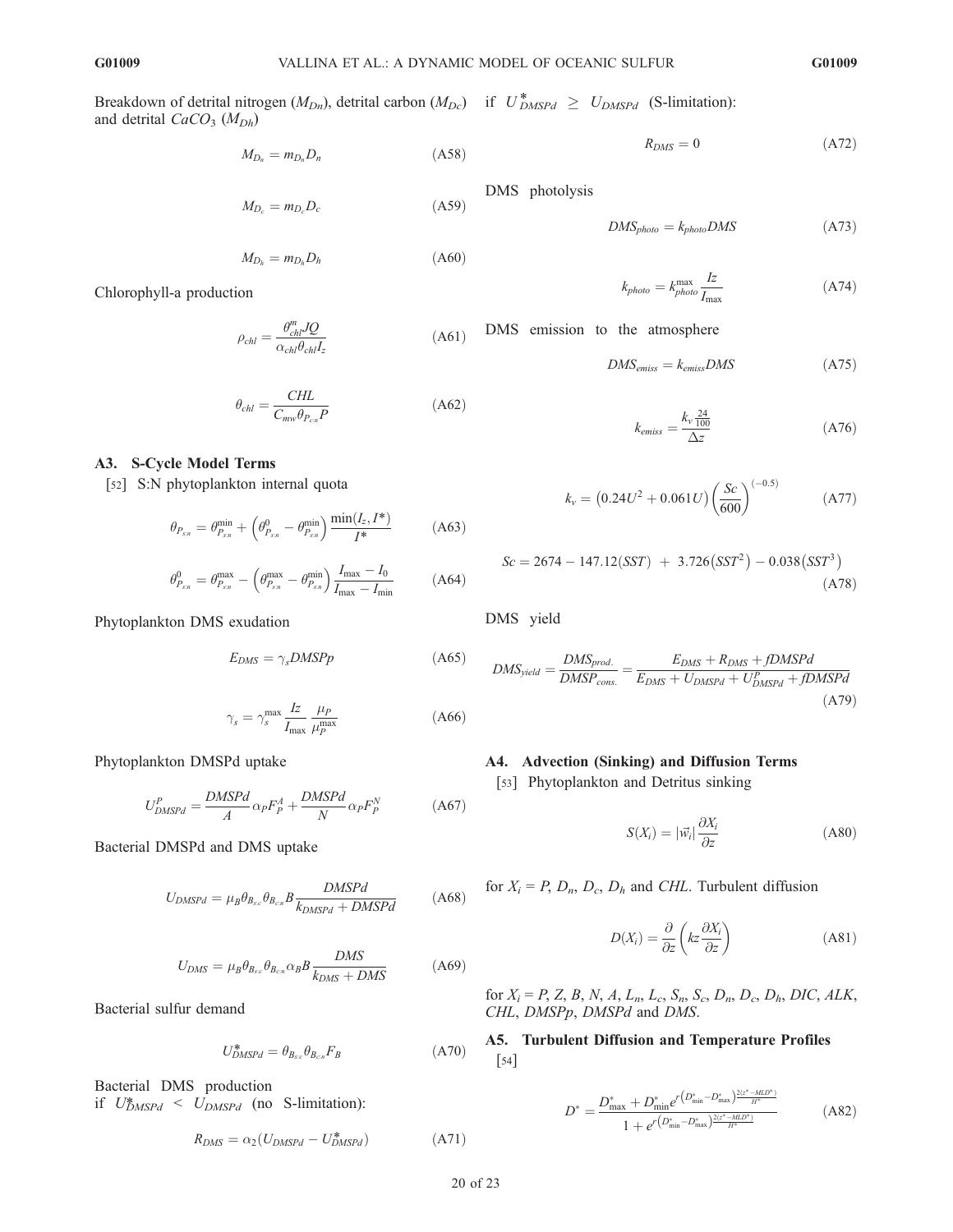Breakdown of detrital nitrogen ($M_{Dn}$), detrital carbon ($M_{Dc}$) and detrital $CaCO_3$ ($M_{Dh}$)

$$M_{D_n} = m_{D_n} D_n \tag{A58}$$

$$M_{D_c} = m_{D_c} D_c \tag{A59}$$

$$M_{D_h} = m_{D_h} D_h \tag{A60}$$

Chlorophyll-a production

$$\rho_{chl} = \frac{\theta_{chl}^{m} JQ}{\alpha_{chl} \theta_{chl} I_z} \tag{A61}$$

$$\theta_{chl} = \frac{CHL}{C_{mw} \theta_{P_{cn}} P} \tag{A62}$$

### A3. S-Cycle Model Terms

[52] S:N phytoplankton internal quota

$$\theta_{P_{s:n}} = \theta_{P_{s:n}}^{\min} + \left(\theta_{P_{s:n}}^{0} - \theta_{P_{s:n}}^{\min}\right) \frac{\min(I_z, I^*)}{I^*} \tag{A63}$$

$$\theta_{P_{s:n}}^{0} = \theta_{P_{s:n}}^{\max} - \left(\theta_{P_{s:n}}^{\max} - \theta_{P_{s:n}}^{\min}\right) \frac{I_{\max} - I_0}{I_{\max} - I_{\min}} \tag{A64}$$

Phytoplankton DMS exudation

$$E_{DMS} = \gamma_s DMSPp \tag{A65}$$

$$\gamma_s = \gamma_s^{\max} \frac{Iz}{I_{\max}} \frac{\mu_P}{\mu_P^{\max}} \tag{A66}$$

Phytoplankton DMSPd uptake

$$U_{DMSPd}^{P} = \frac{DMSPd}{A} \alpha_P F_P^A + \frac{DMSPd}{N} \alpha_P F_P^N \tag{A67}$$

Bacterial DMSPd and DMS uptake

$$U_{DMSPd} = \mu_B \theta_{B_{s:c}} \theta_{B_{c:n}} B \frac{DMSPd}{k_{DMSPd} + DMSPd} \tag{A68}$$

$$U_{DMS} = \mu_B \theta_{B_{s:c}} \theta_{B_{c:n}} \alpha_B B \frac{DMS}{k_{DMS} + DMS} \tag{A69}$$

Bacterial sulfur demand

$$U_{DMSPd}^{*} = \theta_{B_{s:c}} \theta_{B_{c:n}} F_B \tag{A70}$$

Bacterial DMS production
if $U_{DMSPd}^{*} < U_{DMSPd}$ (no S-limitation):

$$R_{DMS} = \alpha_2 (U_{DMSPd} - U_{DMSPd}^{*}) \tag{A71}$$

if $U_{DMSPd}^{*} \geq U_{DMSPd}$ (S-limitation):

$$R_{DMS} = 0 \tag{A72}$$

DMS photolysis

$$DMS_{photo} = k_{photo} DMS \tag{A73}$$

$$k_{photo} = k_{photo}^{\max} \frac{Iz}{I_{\max}} \tag{A74}$$

DMS emission to the atmosphere

$$DMS_{emiss} = k_{emiss} DMS \tag{A75}$$

$$k_{emiss} = \frac{k_v \frac{24}{100}}{\Delta z} \tag{A76}$$

$$k_v = \left(0.24U^2 + 0.061U\right) \left(\frac{Sc}{600}\right)^{(-0.5)} \tag{A77}$$

$$Sc = 2674 - 147.12(SST) + 3.726(SST^2) - 0.038(SST^3) \tag{A78}$$

DMS yield

$$DMS_{yield} = \frac{DMS_{prod.}}{DMSP_{cons.}} = \frac{E_{DMS} + R_{DMS} + fDMSPd}{E_{DMS} + U_{DMSPd} + U_{DMSPd}^{P} + fDMSPd} \tag{A79}$$

### A4. Advection (Sinking) and Diffusion Terms

[53] Phytoplankton and Detritus sinking

$$S(X_i) = |\vec{w}_i| \frac{\partial X_i}{\partial z} \tag{A80}$$

for $X_i$ = $P$, $D_n$, $D_c$, $D_h$ and $CHL$. Turbulent diffusion

$$D(X_i) = \frac{\partial}{\partial z}\left(kz \frac{\partial X_i}{\partial z}\right) \tag{A81}$$

for $X_i$ = $P$, $Z$, $B$, $N$, $A$, $L_n$, $L_c$, $S_n$, $S_c$, $D_n$, $D_c$, $D_h$, $DIC$, $ALK$, $CHL$, $DMSPp$, $DMSPd$ and $DMS$.

### A5. Turbulent Diffusion and Temperature Profiles

[54]

$$D^* = \frac{D_{\max}^* + D_{\min}^* e^{r\left(D_{\min}^* - D_{\max}^*\right)\frac{2(z^* - MLD^*)}{H^*}}}{1 + e^{r\left(D_{\min}^* - D_{\max}^*\right)\frac{2(z^* - MLD^*)}{H^*}}} \tag{A82}$$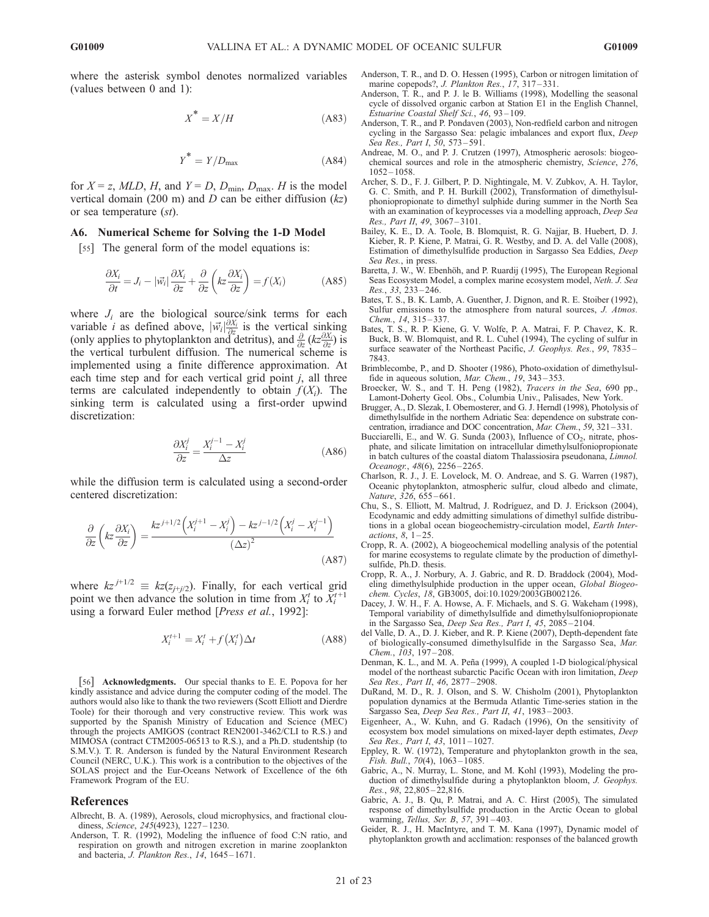where the asterisk symbol denotes normalized variables (values between 0 and 1):

$$X^* = X/H \tag{A83}$$

$$Y^* = Y/D_{\max} \tag{A84}$$

for $X = z$, $MLD$, $H$, and $Y = D$, $D_{\min}$, $D_{\max}$. $H$ is the model vertical domain (200 m) and $D$ can be either diffusion ($kz$) or sea temperature ($st$).

### A6. Numerical Scheme for Solving the 1-D Model

[55] The general form of the model equations is:

$$\frac{\partial X_i}{\partial t} = J_i - |\vec{w}_i| \frac{\partial X_i}{\partial z} + \frac{\partial}{\partial z}\left(kz \frac{\partial X_i}{\partial z}\right) = f(X_i) \tag{A85}$$

where $J_i$ are the biological source/sink terms for each variable $i$ as defined above, $|\vec{w}_i|\frac{\partial X_i}{\partial z}$ is the vertical sinking (only applies to phytoplankton and detritus), and $\frac{\partial}{\partial z}(kz\frac{\partial X_i}{\partial z})$ is the vertical turbulent diffusion. The numerical scheme is implemented using a finite difference approximation. At each time step and for each vertical grid point $j$, all three terms are calculated independently to obtain $f(X_i)$. The sinking term is calculated using a first-order upwind discretization:

$$\frac{\partial X_i^j}{\partial z} = \frac{X_i^{j-1} - X_i^j}{\Delta z} \tag{A86}$$

while the diffusion term is calculated using a second-order centered discretization:

$$\frac{\partial}{\partial z}\left(kz \frac{\partial X_i}{\partial z}\right) = \frac{kz^{j+1/2}\left(X_i^{j+1} - X_i^j\right) - kz^{j-1/2}\left(X_i^j - X_i^{j-1}\right)}{(\Delta z)^2} \tag{A87}$$

where $kz^{j+1/2} \equiv kz(z_{j+j/2})$. Finally, for each vertical grid point we then advance the solution in time from $X_i^t$ to $X_i^{t+1}$ using a forward Euler method [*Press et al.*, 1992]:

$$X_i^{t+1} = X_i^t + f\left(X_i^t\right)\Delta t \tag{A88}$$

[56] **Acknowledgments.** Our special thanks to E. E. Popova for her kindly assistance and advice during the computer coding of the model. The authors would also like to thank the two reviewers (Scott Elliott and Dierdre Toole) for their thorough and very constructive review. This work was supported by the Spanish Ministry of Education and Science (MEC) through the projects AMIGOS (contract REN2001-3462/CLI to R.S.) and MIMOSA (contract CTM2005-06513 to R.S.), and a Ph.D. studentship (to S.M.V.). T. R. Anderson is funded by the Natural Environment Research Council (NERC, U.K.). This work is a contribution to the objectives of the SOLAS project and the Eur-Oceans Network of Excellence of the 6th Framework Program of the EU.

## References

Albrecht, B. A. (1989), Aerosols, cloud microphysics, and fractional cloudiness, *Science*, *245*(4923), 1227–1230.

Anderson, T. R. (1992), Modeling the influence of food C:N ratio, and respiration on growth and nitrogen excretion in marine zooplankton and bacteria, *J. Plankton Res.*, *14*, 1645–1671.

Anderson, T. R., and D. O. Hessen (1995), Carbon or nitrogen limitation of marine copepods?, *J. Plankton Res.*, *17*, 317–331.

Anderson, T. R., and P. J. le B. Williams (1998), Modelling the seasonal cycle of dissolved organic carbon at Station E1 in the English Channel, *Estuarine Coastal Shelf Sci.*, *46*, 93–109.

Anderson, T. R., and P. Pondaven (2003), Non-redfield carbon and nitrogen cycling in the Sargasso Sea: pelagic imbalances and export flux, *Deep Sea Res., Part I*, *50*, 573–591.

Andreae, M. O., and P. J. Crutzen (1997), Atmospheric aerosols: biogeochemical sources and role in the atmospheric chemistry, *Science*, *276*, 1052–1058.

Archer, S. D., F. J. Gilbert, P. D. Nightingale, M. V. Zubkov, A. H. Taylor, G. C. Smith, and P. H. Burkill (2002), Transformation of dimethylsulphoniopropionate to dimethyl sulphide during summer in the North Sea with an examination of keyprocesses via a modelling approach, *Deep Sea Res., Part II*, *49*, 3067–3101.

Bailey, K. E., D. A. Toole, B. Blomquist, R. G. Najjar, B. Huebert, D. J. Kieber, R. P. Kiene, P. Matrai, G. R. Westby, and D. A. del Valle (2008), Estimation of dimethylsulfide production in Sargasso Sea Eddies, *Deep Sea Res.*, in press.

Baretta, J. W., W. Ebenhöh, and P. Ruardij (1995), The European Regional Seas Ecosystem Model, a complex marine ecosystem model, *Neth. J. Sea Res.*, *33*, 233–246.

Bates, T. S., B. K. Lamb, A. Guenther, J. Dignon, and R. E. Stoiber (1992), Sulfur emissions to the atmosphere from natural sources, *J. Atmos. Chem.*, *14*, 315–337.

Bates, T. S., R. P. Kiene, G. V. Wolfe, P. A. Matrai, F. P. Chavez, K. R. Buck, B. W. Blomquist, and R. L. Cuhel (1994), The cycling of sulfur in surface seawater of the Northeast Pacific, *J. Geophys. Res.*, *99*, 7835–7843.

Brimblecombe, P., and D. Shooter (1986), Photo-oxidation of dimethylsulfide in aqueous solution, *Mar. Chem.*, *19*, 343–353.

Broecker, W. S., and T. H. Peng (1982), *Tracers in the Sea*, 690 pp., Lamont-Doherty Geol. Obs., Columbia Univ., Palisades, New York.

Brugger, A., D. Slezak, I. Obernosterer, and G. J. Herndl (1998), Photolysis of dimethylsulfide in the northern Adriatic Sea: dependence on substrate concentration, irradiance and DOC concentration, *Mar. Chem.*, *59*, 321–331.

Bucciarelli, E., and W. G. Sunda (2003), Influence of $CO_2$, nitrate, phosphate, and silicate limitation on intracellular dimethylsulfoniopropionate in batch cultures of the coastal diatom Thalassiosira pseudonana, *Limnol. Oceanogr.*, *48*(6), 2256–2265.

Charlson, R. J., J. E. Lovelock, M. O. Andreae, and S. G. Warren (1987), Oceanic phytoplankton, atmospheric sulfur, cloud albedo and climate, *Nature*, *326*, 655–661.

Chu, S., S. Elliott, M. Maltrud, J. Rodríguez, and D. J. Erickson (2004), Ecodynamic and eddy admitting simulations of dimethyl sulfide distributions in a global ocean biogeochemistry-circulation model, *Earth Interactions*, *8*, 1–25.

Cropp, R. A. (2002), A biogeochemical modelling analysis of the potential for marine ecosystems to regulate climate by the production of dimethylsulfide, Ph.D. thesis.

Cropp, R. A., J. Norbury, A. J. Gabric, and R. D. Braddock (2004), Modeling dimethylsulphide production in the upper ocean, *Global Biogeochem. Cycles*, *18*, GB3005, doi:10.1029/2003GB002126.

Dacey, J. W. H., F. A. Howse, A. F. Michaels, and S. G. Wakeham (1998), Temporal variability of dimethylsulfide and dimethylsulfoniopropionate in the Sargasso Sea, *Deep Sea Res., Part I*, *45*, 2085–2104.

del Valle, D. A., D. J. Kieber, and R. P. Kiene (2007), Depth-dependent fate of biologically-consumed dimethylsulfide in the Sargasso Sea, *Mar. Chem.*, *103*, 197–208.

Denman, K. L., and M. A. Peña (1999), A coupled 1-D biological/physical model of the northeast subarctic Pacific Ocean with iron limitation, *Deep Sea Res., Part II*, *46*, 2877–2908.

DuRand, M. D., R. J. Olson, and S. W. Chisholm (2001), Phytoplankton population dynamics at the Bermuda Atlantic Time-series station in the Sargasso Sea, *Deep Sea Res., Part II*, *41*, 1983–2003.

Eigenheer, A., W. Kuhn, and G. Radach (1996), On the sensitivity of ecosystem box model simulations on mixed-layer depth estimates, *Deep Sea Res., Part I*, *43*, 1011–1027.

Eppley, R. W. (1972), Temperature and phytoplankton growth in the sea, *Fish. Bull.*, *70*(4), 1063–1085.

Gabric, A., N. Murray, L. Stone, and M. Kohl (1993), Modeling the production of dimethylsulfide during a phytoplankton bloom, *J. Geophys. Res.*, *98*, 22,805–22,816.

Gabric, A. J., B. Qu, P. Matrai, and A. C. Hirst (2005), The simulated response of dimethylsulfide production in the Arctic Ocean to global warming, *Tellus, Ser. B*, *57*, 391–403.

Geider, R. J., H. MacIntyre, and T. M. Kana (1997), Dynamic model of phytoplankton growth and acclimation: responses of the balanced growth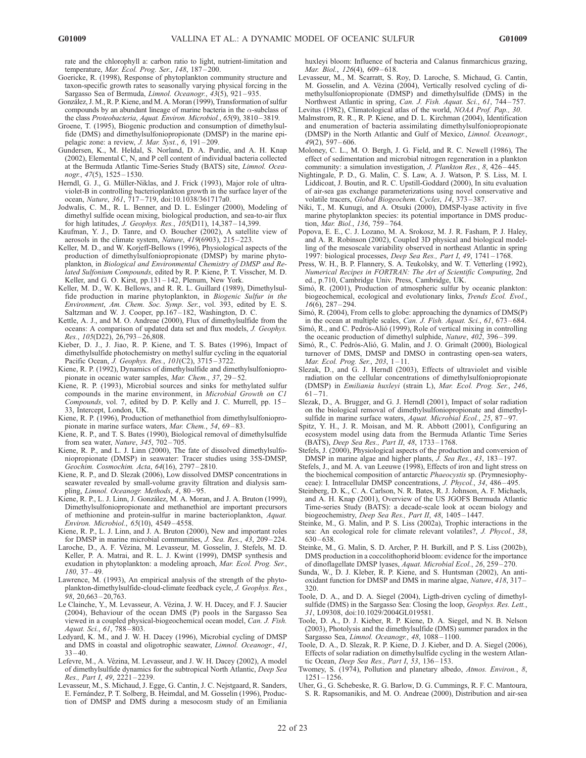rate and the chlorophyll a: carbon ratio to light, nutrient-limitation and temperature, *Mar. Ecol. Prog. Ser.*, *148*, 187–200.

Goericke, R. (1998), Response of phytoplankton community structure and taxon-specific growth rates to seasonally varying physical forcing in the Sargasso Sea of Bermuda, *Limnol. Oceanogr.*, *43*(5), 921–935.

González, J. M., R. P. Kiene, and M. A. Moran (1999), Transformation of sulfur compounds by an abundant lineage of marine bacteria in the α-subclass of the class *Proteobacteria*, *Aquat. Environ. Microbiol.*, *65*(9), 3810–3819.

Groene, T. (1995), Biogenic production and consumption of dimethylsulfide (DMS) and dimethylsulfoniopropionate (DMSP) in the marine epipelagic zone: a review, *J. Mar. Syst.*, *6*, 191–209.

Gundersen, K., M. Heldal, S. Norland, D. A. Purdie, and A. H. Knap (2002), Elemental C, N, and P cell content of individual bacteria collected at the Bermuda Atlantic Time-Series Study (BATS) site, *Limnol. Oceanogr.*, *47*(5), 1525–1530.

Herndl, G. J., G. Müller-Niklas, and J. Frick (1993), Major role of ultraviolet-B in controlling bacterioplankton growth in the surface layer of the ocean, *Nature*, *361*, 717–719, doi:10.1038/361717a0.

Jodwalis, C. M., R. L. Benner, and D. L. Eslinger (2000), Modeling of dimethyl sulfide ocean mixing, biological production, and sea-to-air flux for high latitudes, *J. Geophys. Res.*, *105*(D11), 14,387–14,399.

Kaufman, Y. J., D. Tanre, and O. Boucher (2002), A satellite view of aerosols in the climate system, *Nature*, *419*(6903), 215–223.

Keller, M. D., and W. Korjeff-Bellows (1996), Physiological aspects of the production of dimethylsulfoniopropionate (DMSP) by marine phytoplankton, in *Biological and Environmental Chemistry of DMSP and Related Sulfonium Compounds*, edited by R. P. Kiene, P. T. Visscher, M. D. Keller, and G. O. Kirst, pp.131–142, Plenum, New York.

Keller, M. D., W. K. Bellows, and R. R. L. Guillard (1989), Dimethylsulfide production in marine phytoplankton, in *Biogenic Sulfur in the Environment*, *Am. Chem. Soc. Symp. Ser.*, vol. 393, edited by E. S. Saltzman and W. J. Cooper, pp.167–182, Washington, D. C.

Kettle, A. J., and M. O. Andreae (2000), Flux of dimethylsulfide from the oceans: A comparison of updated data set and flux models, *J. Geophys. Res.*, *105*(D22), 26,793–26,808.

Kieber, D. J., J. Jiao, R. P. Kiene, and T. S. Bates (1996), Impact of dimethylsulfide photochemistry on methyl sulfur cycling in the equatorial Pacific Ocean, *J. Geophys. Res.*, *101*(C2), 3715–3722.

Kiene, R. P. (1992), Dynamics of dimethylsulfide and dimethylsulfoniopropionate in oceanic water samples, *Mar. Chem.*, *37*, 29–52.

Kiene, R. P. (1993), Microbial sources and sinks for methylated sulfur compounds in the marine environment, in *Microbial Growth on C1 Compounds*, vol. 7, edited by D. P. Kelly and J. C. Murrell, pp. 15–33, Intercept, London, UK.

Kiene, R. P. (1996), Production of methanethiol from dimethylsulfoniopropionate in marine surface waters, *Mar. Chem.*, *54*, 69–83.

Kiene, R. P., and T. S. Bates (1990), Biological removal of dimethylsulfide from sea water, *Nature*, *345*, 702–705.

Kiene, R. P., and L. J. Linn (2000), The fate of dissolved dimethylsulfoniopropionate (DMSP) in seawater: Tracer studies using 35S-DMSP, *Geochim. Cosmochim. Acta*, *64*(16), 2797–2810.

Kiene, R. P., and D. Slezak (2006), Low dissolved DMSP concentrations in seawater revealed by small-volume gravity filtration and dialysis sampling, *Limnol. Oceanogr. Methods*, *4*, 80–95.

Kiene, R. P., L. J. Linn, J. González, M. A. Moran, and J. A. Bruton (1999), Dimethylsulfoniopropionate and methanethiol are important precursors of methionine and protein-sulfur in marine bacterioplankton, *Aquat. Environ. Microbiol.*, *65*(10), 4549–4558.

Kiene, R. P., L. J. Linn, and J. A. Bruton (2000), New and important roles for DMSP in marine microbial communities, *J. Sea. Res.*, *43*, 209–224.

Laroche, D., A. F. Vézina, M. Levasseur, M. Gosselin, J. Stefels, M. D. Keller, P. A. Matrai, and R. L. J. Kwint (1999), DMSP synthesis and exudation in phytoplankton: a modeling aproach, *Mar. Ecol. Prog. Ser.*, *180*, 37–49.

Lawrence, M. (1993), An empirical analysis of the strength of the phytoplankton-dimethylsulfide-cloud-climate feedback cycle, *J. Geophys. Res.*, *98*, 20,663–20,763.

Le Clainche, Y., M. Levasseur, A. Vézina, J. W. H. Dacey, and F. J. Saucier (2004), Behaviour of the ocean DMS (P) pools in the Sargasso Sea viewed in a coupled physical-biogeochemical ocean model, *Can. J. Fish. Aquat. Sci.*, *61*, 788–803.

Ledyard, K. M., and J. W. H. Dacey (1996), Microbial cycling of DMSP and DMS in coastal and oligotrophic seawater, *Limnol. Oceanogr.*, *41*, 33–40.

Lefevre, M., A. Vézina, M. Levasseur, and J. W. H. Dacey (2002), A model of dimethylsulfide dynamics for the subtropical North Atlantic, *Deep Sea Res., Part I*, *49*, 2221–2239.

Levasseur, M., S. Michaud, J. Egge, G. Cantin, J. C. Nejstgaard, R. Sanders, E. Fernández, P. T. Solberg, B. Heimdal, and M. Gosselin (1996), Production of DMSP and DMS during a mesocosm study of an Emiliania huxleyi bloom: Influence of bacteria and Calanus finmarchicus grazing, *Mar. Biol.*, *126*(4), 609–618.

Levasseur, M., M. Scarratt, S. Roy, D. Laroche, S. Michaud, G. Cantin, M. Gosselin, and A. Vézina (2004), Vertically resolved cycling of dimethylsulfoniopropionate (DMSP) and dimethylsulfide (DMS) in the Northwest Atlantic in spring, *Can. J. Fish. Aquat. Sci.*, *61*, 744–757.

Levitus (1982), Climatological atlas of the world, *NOAA Prof. Pap.*, *30*.

Malmstrom, R. R., R. P. Kiene, and D. L. Kirchman (2004), Identification and enumeration of bacteria assimilating dimethylsulfoniopropionate (DMSP) in the North Atlantic and Gulf of Mexico, *Limnol. Oceanogr.*, *49*(2), 597–606.

Moloney, C. L., M. O. Bergh, J. G. Field, and R. C. Newell (1986), The effect of sedimentation and microbial nitrogen regeneration in a plankton community: a simulation investigation, *J. Plankton Res.*, *8*, 426–445.

Nightingale, P. D., G. Malin, C. S. Law, A. J. Watson, P. S. Liss, M. I. Liddicoat, J. Boutin, and R. C. Upstill-Goddard (2000), In situ evaluation of air-sea gas exchange parameterizations using novel conservative and volatile tracers, *Global Biogeochem. Cycles*, *14*, 373–387.

Niki, T., M. Kunugi, and A. Otsuki (2000), DMSP-lyase activity in five marine phytoplankton species: its potential importance in DMS production, *Mar. Biol.*, *136*, 759–764.

Popova, E. E., C. J. Lozano, M. A. Srokosz, M. J. R. Fasham, P. J. Haley, and A. R. Robinson (2002), Coupled 3D physical and biological modelling of the mesoscale variability observed in northeast Atlantic in spring 1997: biological processes, *Deep Sea Res., Part I*, *49*, 1741–1768.

Press, W. H., B. P. Flannery, S. A. Teukolsky, and W. T. Vetterling (1992), *Numerical Recipes in FORTRAN: The Art of Scientific Computing*, 2nd ed., p.710, Cambridge Univ. Press, Cambridge, UK.

Simó, R. (2001), Production of atmospheric sulfur by oceanic plankton: biogeochemical, ecological and evolutionary links, *Trends Ecol. Evol.*, *16*(6), 287–294.

Simó, R. (2004), From cells to globe: approaching the dynamics of DMS(P) in the ocean at multiple scales, *Can. J. Fish. Aquat. Sci.*, *61*, 673–684.

Simó, R., and C. Pedrós-Alió (1999), Role of vertical mixing in controlling the oceanic production of dimethyl sulphide, *Nature*, *402*, 396–399.

Simó, R., C. Pedrós-Alió, G. Malin, and J. O. Grimalt (2000), Biological turnover of DMS, DMSP and DMSO in contrasting open-sea waters, *Mar. Ecol. Prog. Ser.*, *203*, 1–11.

Slezak, D., and G. J. Herndl (2003), Effects of ultraviolet and visible radiation on the cellular concentrations of dimethylsulfoniopropionate (DMSP) in *Emiliania huxleyi* (strain L), *Mar. Ecol. Prog. Ser.*, *246*, 61–71.

Slezak, D., A. Brugger, and G. J. Herndl (2001), Impact of solar radiation on the biological removal of dimethylsulfoniopropionate and dimethylsulfide in marine surface waters, *Aquat. Microbial Ecol.*, *25*, 87–97.

Spitz, Y. H., J. R. Moisan, and M. R. Abbott (2001), Configuring an ecosystem model using data from the Bermuda Atlantic Time Series (BATS), *Deep Sea Res., Part II*, *48*, 1733–1768.

Stefels, J. (2000), Physiological aspects of the production and conversion of DMSP in marine algae and higher plants, *J. Sea Res.*, *43*, 183–197.

Stefels, J., and M. A. van Leeuwe (1998), Effects of iron and light stress on the biochemical composition of antarctic *Phaeocystis* sp. (Prymnesiophyceae): I. Intracellular DMSP concentrations, *J. Phycol.*, *34*, 486–495.

Steinberg, D. K., C. A. Carlson, N. R. Bates, R. J. Johnson, A. F. Michaels, and A. H. Knap (2001), Overview of the US JGOFS Bermuda Atlantic Time-series Study (BATS): a decade-scale look at ocean biology and biogeochemistry, *Deep Sea Res., Part II*, *48*, 1405–1447.

Steinke, M., G. Malin, and P. S. Liss (2002a), Trophic interactions in the sea: An ecological role for climate relevant volatiles?, *J. Phycol.*, *38*, 630–638.

Steinke, M., G. Malin, S. D. Archer, P. H. Burkill, and P. S. Liss (2002b), DMS production in a coccolithophorid bloom: evidence for the importance of dinoflagellate DMSP lyases, *Aquat. Microbial Ecol.*, *26*, 259–270.

Sunda, W., D. J. Kleber, R. P. Kiene, and S. Huntsman (2002), An antioxidant function for DMSP and DMS in marine algae, *Nature*, *418*, 317–320.

Toole, D. A., and D. A. Siegel (2004), Ligth-driven cycling of dimethylsulfide (DMS) in the Sargasso Sea: Closing the loop, *Geophys. Res. Lett.*, *31*, L09308, doi:10.1029/2004GL019581.

Toole, D. A., D. J. Kieber, R. P. Kiene, D. A. Siegel, and N. B. Nelson (2003), Photolysis and the dimethylsulfide (DMS) summer paradox in the Sargasso Sea, *Limnol. Oceanogr.*, *48*, 1088–1100.

Toole, D. A., D. Slezak, R. P. Kiene, D. J. Kieber, and D. A. Siegel (2006), Effects of solar radiation on dimethylsulfide cycling in the western Atlantic Ocean, *Deep Sea Res., Part I*, *53*, 136–153.

Twomey, S. (1974), Pollution and planetary albedo, *Atmos. Environ.*, *8*, 1251–1256.

Uher, G., G. Schebeske, R. G. Barlow, D. G. Cummings, R. F. C. Mantoura, S. R. Rapsomanikis, and M. O. Andreae (2000), Distribution and air-sea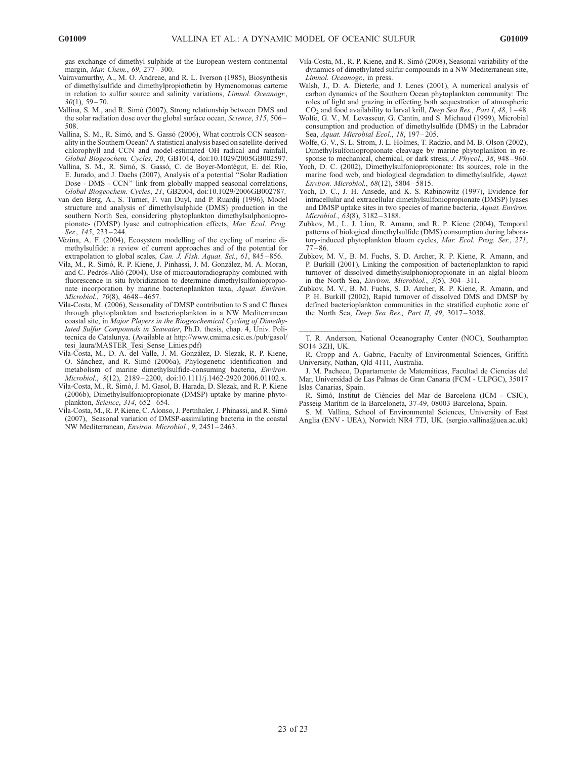gas exchange of dimethyl sulphide at the European western continental margin, *Mar. Chem.*, *69*, 277–300.

Vairavamurthy, A., M. O. Andreae, and R. L. Iverson (1985), Biosynthesis of dimethylsulfide and dimethylpropiothetin by Hymenomonas carterae in relation to sulfur source and salinity variations, *Limnol. Oceanogr.*, *30*(1), 59–70.

Vallina, S. M., and R. Simó (2007), Strong relationship between DMS and the solar radiation dose over the global surface ocean, *Science*, *315*, 506–508.

Vallina, S. M., R. Simó, and S. Gassó (2006), What controls CCN seasonality in the Southern Ocean? A statistical analysis based on satellite-derived chlorophyll and CCN and model-estimated OH radical and rainfall, *Global Biogeochem. Cycles*, *20*, GB1014, doi:10.1029/2005GB002597.

Vallina, S. M., R. Simó, S. Gassó, C. de Boyer-Montégut, E. del Río, E. Jurado, and J. Dachs (2007), Analysis of a potential "Solar Radiation Dose - DMS - CCN" link from globally mapped seasonal correlations, *Global Biogeochem. Cycles*, *21*, GB2004, doi:10.1029/2006GB002787.

van den Berg, A., S. Turner, F. van Duyl, and P. Ruardij (1996), Model structure and analysis of dimethylsulphide (DMS) production in the southern North Sea, considering phytoplankton dimethylsulphoniopropionate- (DMSP) lyase and eutrophication effects, *Mar. Ecol. Prog. Ser.*, *145*, 233–244.

Vézina, A. F. (2004), Ecosystem modelling of the cycling of marine dimethylsulfide: a review of current approaches and of the potential for extrapolation to global scales, *Can. J. Fish. Aquat. Sci.*, *61*, 845–856.

Vila, M., R. Simó, R. P. Kiene, J. Pinhassi, J. M. González, M. A. Moran, and C. Pedrós-Alió (2004), Use of microautoradiography combined with fluorescence in situ hybridization to determine dimethylsulfoniopropionate incorporation by marine bacterioplankton taxa, *Aquat. Environ. Microbiol.*, *70*(8), 4648–4657.

Vila-Costa, M. (2006), Seasonality of DMSP contribution to S and C fluxes through phytoplankton and bacterioplankton in a NW Mediterranean coastal site, in *Major Players in the Biogeochemical Cycling of Dimethylated Sulfur Compounds in Seawater*, Ph.D. thesis, chap. 4, Univ. Politecnica de Catalunya. (Available at http://www.cmima.csic.es./pub/gasol/tesi_laura/MASTER_Tesi_Sense_Linies.pdf)

Vila-Costa, M., D. A. del Valle, J. M. González, D. Slezak, R. P. Kiene, O. Sánchez, and R. Simó (2006a), Phylogenetic identification and metabolism of marine dimethylsulfide-consuming bacteria, *Environ. Microbiol.*, *8*(12), 2189–2200, doi:10.1111/j.1462-2920.2006.01102.x.

Vila-Costa, M., R. Simó, J. M. Gasol, B. Harada, D. Slezak, and R. P. Kiene (2006b), Dimethylsulfoniopropionate (DMSP) uptake by marine phytoplankton, *Science*, *314*, 652–654.

Vila-Costa, M., R. P. Kiene, C. Alonso, J. Pertnhaler, J. Phinassi, and R. Simó (2007), Seasonal variation of DMSP-assimilating bacteria in the coastal NW Mediterranean, *Environ. Microbiol.*, *9*, 2451–2463.

Vila-Costa, M., R. P. Kiene, and R. Simó (2008), Seasonal variability of the dynamics of dimethylated sulfur compounds in a NW Mediterranean site, *Limnol. Oceanogr.*, in press.

Walsh, J., D. A. Dieterle, and J. Lenes (2001), A numerical analysis of carbon dynamics of the Southern Ocean phytoplankton community: The roles of light and grazing in effecting both sequestration of atmospheric $CO_2$ and food availability to larval krill, *Deep Sea Res., Part I*, *48*, 1–48.

Wolfe, G. V., M. Levasseur, G. Cantin, and S. Michaud (1999), Microbial consumption and production of dimethylsulfide (DMS) in the Labrador Sea, *Aquat. Microbial Ecol.*, *18*, 197–205.

Wolfe, G. V., S. L. Strom, J. L. Holmes, T. Radzio, and M. B. Olson (2002), Dimethylsulfoniopropionate cleavage by marine phytoplankton in response to mechanical, chemical, or dark stress, *J. Phycol.*, *38*, 948–960.

Yoch, D. C. (2002), Dimethylsulfoniopropionate: Its sources, role in the marine food web, and biological degradation to dimethylsulfide, *Aquat. Environ. Microbiol.*, *68*(12), 5804–5815.

Yoch, D. C., J. H. Ansede, and K. S. Rabinowitz (1997), Evidence for intracellular and extracellular dimethylsulfoniopropionate (DMSP) lyases and DMSP uptake sites in two species of marine bacteria, *Aquat. Environ. Microbiol.*, *63*(8), 3182–3188.

Zubkov, M., L. J. Linn, R. Amann, and R. P. Kiene (2004), Temporal patterns of biological dimethylsulfide (DMS) consumption during laboratory-induced phytoplankton bloom cycles, *Mar. Ecol. Prog. Ser.*, *271*, 77–86.

Zubkov, M. V., B. M. Fuchs, S. D. Archer, R. P. Kiene, R. Amann, and P. Burkill (2001), Linking the composition of bacterioplankton to rapid turnover of dissolved dimethylsulphoniopropionate in an alglal bloom in the North Sea, *Environ. Microbiol.*, *3*(5), 304–311.

Zubkov, M. V., B. M. Fuchs, S. D. Archer, R. P. Kiene, R. Amann, and P. H. Burkill (2002), Rapid turnover of dissolved DMS and DMSP by defined bacterioplankton communities in the stratified euphotic zone of the North Sea, *Deep Sea Res., Part II*, *49*, 3017–3038.

---

T. R. Anderson, National Oceanography Center (NOC), Southampton SO14 3ZH, UK.

R. Cropp and A. Gabric, Faculty of Environmental Sciences, Griffith University, Nathan, Qld 4111, Australia.

J. M. Pacheco, Departamento de Matemáticas, Facultad de Ciencias del Mar, Universidad de Las Palmas de Gran Canaria (FCM - ULPGC), 35017 Islas Canarias, Spain.

R. Simó, Institut de Ciències del Mar de Barcelona (ICM - CSIC), Passeig Marítim de la Barceloneta, 37-49, 08003 Barcelona, Spain.

S. M. Vallina, School of Environmental Sciences, University of East Anglia (ENV - UEA), Norwich NR4 7TJ, UK. (sergio.vallina@uea.ac.uk)